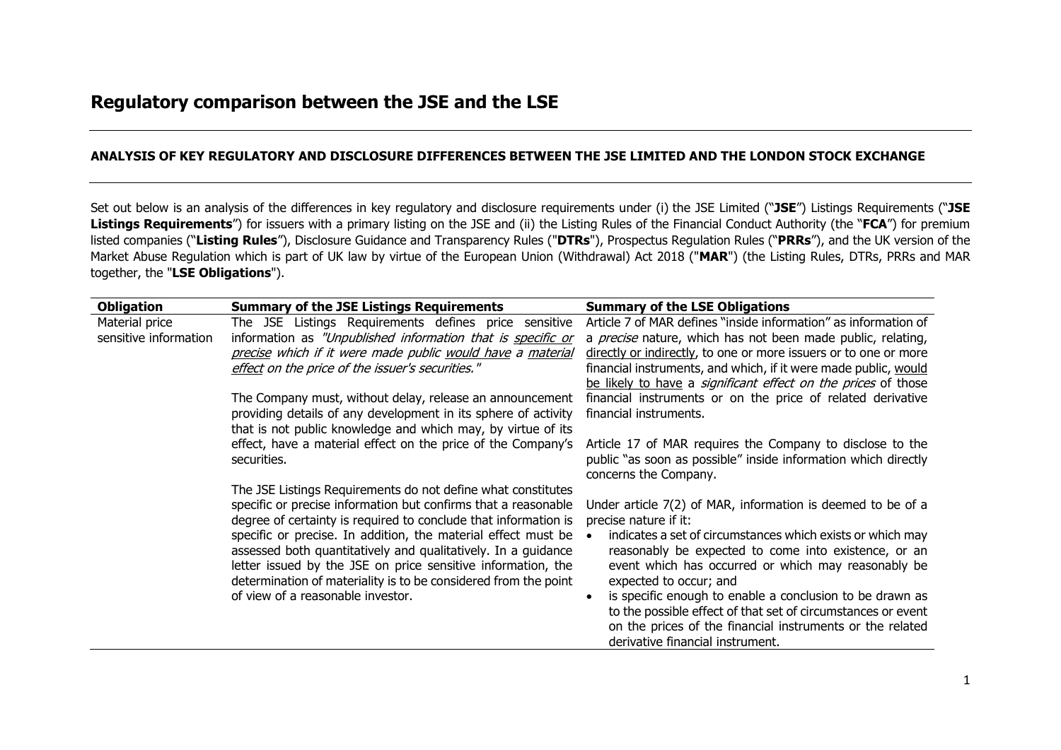# Regulatory comparison between the JSE and the LSE

## ANALYSIS OF KEY REGULATORY AND DISCLOSURE DIFFERENCES BETWEEN THE JSE LIMITED AND THE LONDON STOCK EXCHANGE

Set out below is an analysis of the differences in key regulatory and disclosure requirements under (i) the JSE Limited ("**JSE**") Listings Requirements ("**JSE Listings Requirements**") for issuers with a primary listing on the JSE and (ii) the Listing Rules of the Financial Conduct Authority (the "**FCA**") for premium listed companies ("**Listing Rules**"), Disclosure Guidance and Transparency Rules ("**DTRs**"), Prospectus Regulation Rules ("**PRRs**"), and the UK version of the Market Abuse Regulation which is part of UK law by virtue of the European Union (Withdrawal) Act 2018 ("**MAR**") (the Listing Rules, DTRs, PRRs and MAR together, the "**LSE Obligations**").

| Obligation | Summary of the JSE Listings Requirements | Summary of the LSE Obligations |
|---|---|---|
| Material price sensitive information | The JSE Listings Requirements defines price sensitive information as *"Unpublished information that is specific or precise which if it were made public would have a material effect on the price of the issuer's securities."*<br><br>The Company must, without delay, release an announcement providing details of any development in its sphere of activity that is not public knowledge and which may, by virtue of its effect, have a material effect on the price of the Company's securities.<br><br>The JSE Listings Requirements do not define what constitutes specific or precise information but confirms that a reasonable degree of certainty is required to conclude that information is specific or precise. In addition, the material effect must be assessed both quantitatively and qualitatively. In a guidance letter issued by the JSE on price sensitive information, the determination of materiality is to be considered from the point of view of a reasonable investor. | Article 7 of MAR defines "inside information" as information of a *precise* nature, which has not been made public, relating, directly or indirectly, to one or more issuers or to one or more financial instruments, and which, if it were made public, would be likely to have a *significant effect on the prices* of those financial instruments or on the price of related derivative financial instruments.<br><br>Article 17 of MAR requires the Company to disclose to the public "as soon as possible" inside information which directly concerns the Company.<br><br>Under article 7(2) of MAR, information is deemed to be of a precise nature if it:<br>• indicates a set of circumstances which exists or which may reasonably be expected to come into existence, or an event which has occurred or which may reasonably be expected to occur; and<br>• is specific enough to enable a conclusion to be drawn as to the possible effect of that set of circumstances or event on the prices of the financial instruments or the related derivative financial instrument. |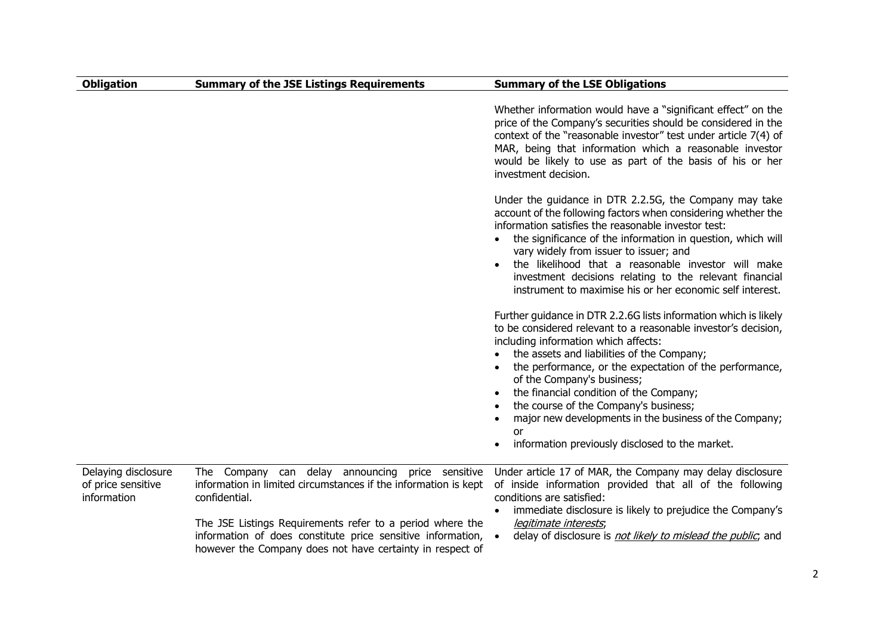| Obligation | Summary of the JSE Listings Requirements | Summary of the LSE Obligations |
|---|---|---|
| | | Whether information would have a "significant effect" on the price of the Company's securities should be considered in the context of the "reasonable investor" test under article 7(4) of MAR, being that information which a reasonable investor would be likely to use as part of the basis of his or her investment decision.<br><br>Under the guidance in DTR 2.2.5G, the Company may take account of the following factors when considering whether the information satisfies the reasonable investor test:<br>• the significance of the information in question, which will vary widely from issuer to issuer; and<br>• the likelihood that a reasonable investor will make investment decisions relating to the relevant financial instrument to maximise his or her economic self interest.<br><br>Further guidance in DTR 2.2.6G lists information which is likely to be considered relevant to a reasonable investor's decision, including information which affects:<br>• the assets and liabilities of the Company;<br>• the performance, or the expectation of the performance, of the Company's business;<br>• the financial condition of the Company;<br>• the course of the Company's business;<br>• major new developments in the business of the Company; or<br>• information previously disclosed to the market. |
| Delaying disclosure of price sensitive information | The Company can delay announcing price sensitive information in limited circumstances if the information is kept confidential.<br><br>The JSE Listings Requirements refer to a period where the information of does constitute price sensitive information, however the Company does not have certainty in respect of | Under article 17 of MAR, the Company may delay disclosure of inside information provided that all of the following conditions are satisfied:<br>• immediate disclosure is likely to prejudice the Company's *legitimate interests*;<br>• delay of disclosure is *not likely to mislead the public*; and |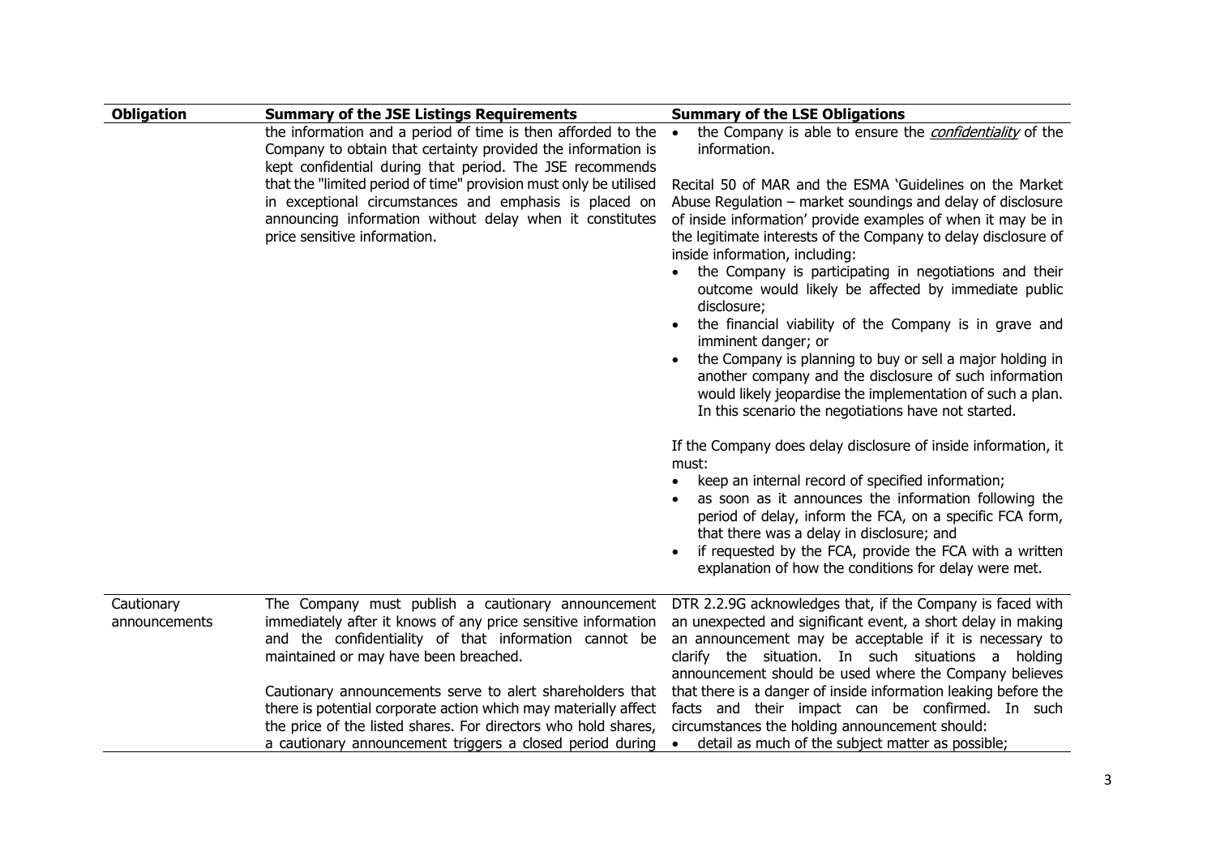| Obligation | Summary of the JSE Listings Requirements | Summary of the LSE Obligations |
|---|---|---|
| | the information and a period of time is then afforded to the Company to obtain that certainty provided the information is kept confidential during that period. The JSE recommends that the "limited period of time" provision must only be utilised in exceptional circumstances and emphasis is placed on announcing information without delay when it constitutes price sensitive information. | • the Company is able to ensure the *confidentiality* of the information.<br><br>Recital 50 of MAR and the ESMA 'Guidelines on the Market Abuse Regulation – market soundings and delay of disclosure of inside information' provide examples of when it may be in the legitimate interests of the Company to delay disclosure of inside information, including:<br>• the Company is participating in negotiations and their outcome would likely be affected by immediate public disclosure;<br>• the financial viability of the Company is in grave and imminent danger; or<br>• the Company is planning to buy or sell a major holding in another company and the disclosure of such information would likely jeopardise the implementation of such a plan. In this scenario the negotiations have not started.<br><br>If the Company does delay disclosure of inside information, it must:<br>• keep an internal record of specified information;<br>• as soon as it announces the information following the period of delay, inform the FCA, on a specific FCA form, that there was a delay in disclosure; and<br>• if requested by the FCA, provide the FCA with a written explanation of how the conditions for delay were met. |
| Cautionary announcements | The Company must publish a cautionary announcement immediately after it knows of any price sensitive information and the confidentiality of that information cannot be maintained or may have been breached.<br><br>Cautionary announcements serve to alert shareholders that there is potential corporate action which may materially affect the price of the listed shares. For directors who hold shares, a cautionary announcement triggers a closed period during | DTR 2.2.9G acknowledges that, if the Company is faced with an unexpected and significant event, a short delay in making an announcement may be acceptable if it is necessary to clarify the situation. In such situations a holding announcement should be used where the Company believes that there is a danger of inside information leaking before the facts and their impact can be confirmed. In such circumstances the holding announcement should:<br>• detail as much of the subject matter as possible; |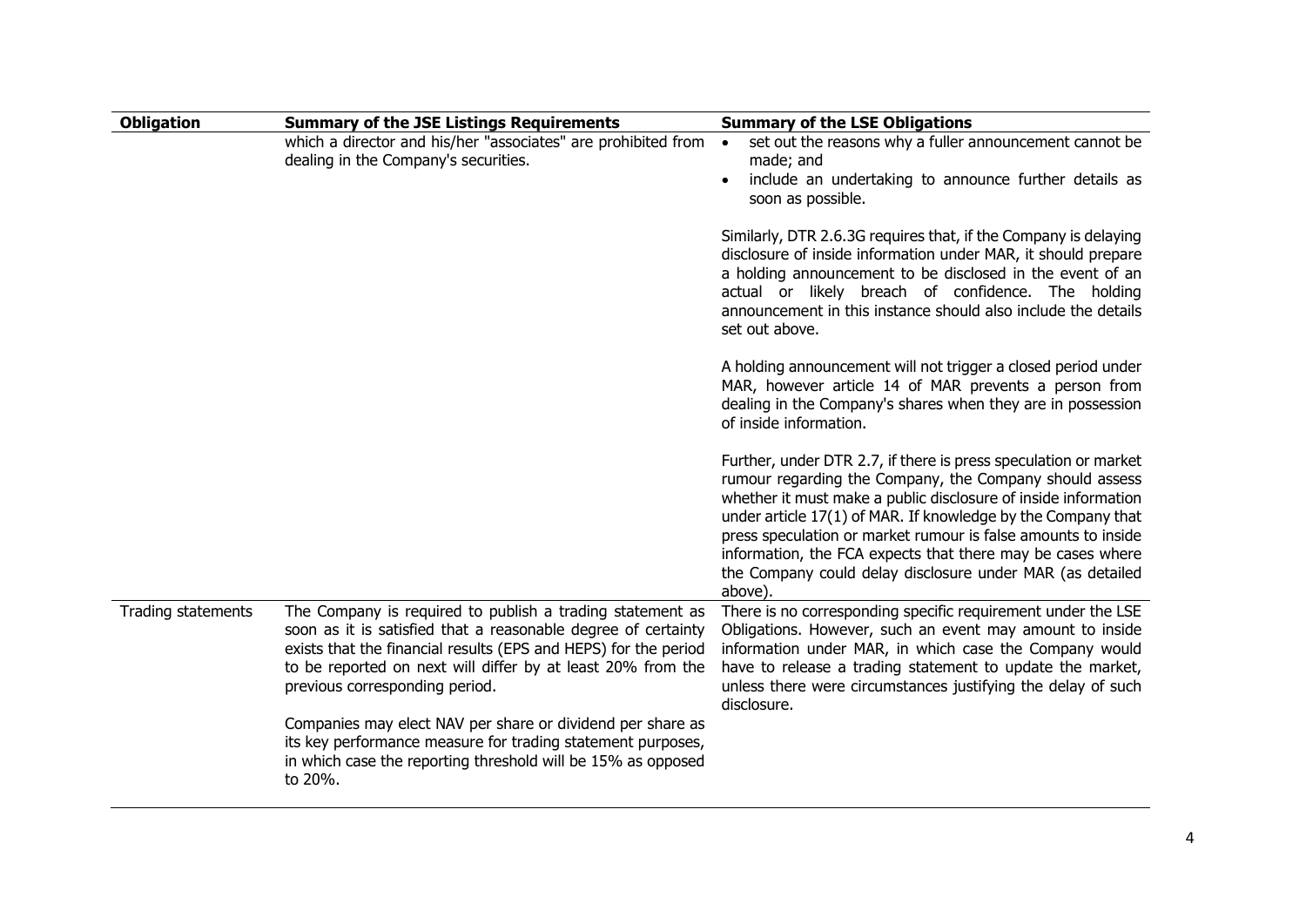| Obligation | Summary of the JSE Listings Requirements | Summary of the LSE Obligations |
|---|---|---|
| | which a director and his/her "associates" are prohibited from dealing in the Company's securities. | • set out the reasons why a fuller announcement cannot be made; and<br>• include an undertaking to announce further details as soon as possible.<br><br>Similarly, DTR 2.6.3G requires that, if the Company is delaying disclosure of inside information under MAR, it should prepare a holding announcement to be disclosed in the event of an actual or likely breach of confidence. The holding announcement in this instance should also include the details set out above.<br><br>A holding announcement will not trigger a closed period under MAR, however article 14 of MAR prevents a person from dealing in the Company's shares when they are in possession of inside information.<br><br>Further, under DTR 2.7, if there is press speculation or market rumour regarding the Company, the Company should assess whether it must make a public disclosure of inside information under article 17(1) of MAR. If knowledge by the Company that press speculation or market rumour is false amounts to inside information, the FCA expects that there may be cases where the Company could delay disclosure under MAR (as detailed above). |
| Trading statements | The Company is required to publish a trading statement as soon as it is satisfied that a reasonable degree of certainty exists that the financial results (EPS and HEPS) for the period to be reported on next will differ by at least 20% from the previous corresponding period.<br><br>Companies may elect NAV per share or dividend per share as its key performance measure for trading statement purposes, in which case the reporting threshold will be 15% as opposed to 20%. | There is no corresponding specific requirement under the LSE Obligations. However, such an event may amount to inside information under MAR, in which case the Company would have to release a trading statement to update the market, unless there were circumstances justifying the delay of such disclosure. |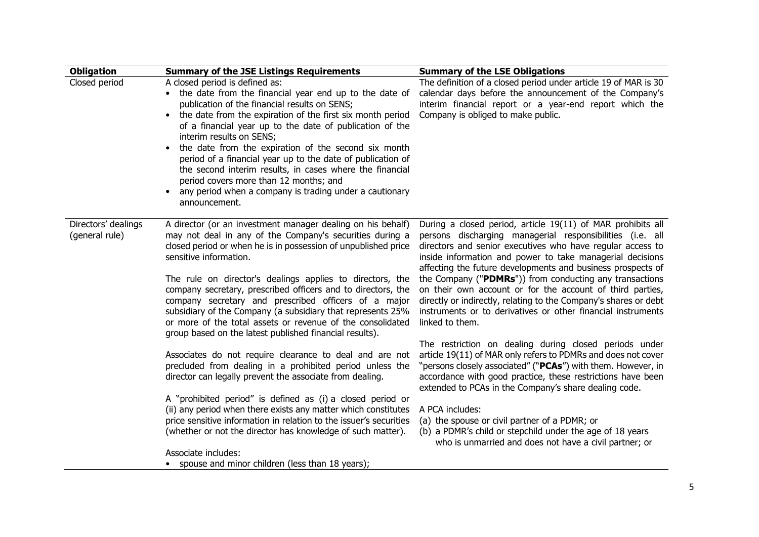| Obligation | Summary of the JSE Listings Requirements | Summary of the LSE Obligations |
|---|---|---|
| Closed period | A closed period is defined as:<br>• the date from the financial year end up to the date of publication of the financial results on SENS;<br>• the date from the expiration of the first six month period of a financial year up to the date of publication of the interim results on SENS;<br>• the date from the expiration of the second six month period of a financial year up to the date of publication of the second interim results, in cases where the financial period covers more than 12 months; and<br>• any period when a company is trading under a cautionary announcement. | The definition of a closed period under article 19 of MAR is 30 calendar days before the announcement of the Company's interim financial report or a year-end report which the Company is obliged to make public. |
| Directors' dealings (general rule) | A director (or an investment manager dealing on his behalf) may not deal in any of the Company's securities during a closed period or when he is in possession of unpublished price sensitive information.<br><br>The rule on director's dealings applies to directors, the company secretary, prescribed officers and to directors, the company secretary and prescribed officers of a major subsidiary of the Company (a subsidiary that represents 25% or more of the total assets or revenue of the consolidated group based on the latest published financial results).<br><br>Associates do not require clearance to deal and are not precluded from dealing in a prohibited period unless the director can legally prevent the associate from dealing.<br><br>A "prohibited period" is defined as (i) a closed period or (ii) any period when there exists any matter which constitutes price sensitive information in relation to the issuer's securities (whether or not the director has knowledge of such matter).<br><br>Associate includes:<br>• spouse and minor children (less than 18 years); | During a closed period, article 19(11) of MAR prohibits all persons discharging managerial responsibilities (i.e. all directors and senior executives who have regular access to inside information and power to take managerial decisions affecting the future developments and business prospects of the Company ("**PDMRs**")) from conducting any transactions on their own account or for the account of third parties, directly or indirectly, relating to the Company's shares or debt instruments or to derivatives or other financial instruments linked to them.<br><br>The restriction on dealing during closed periods under article 19(11) of MAR only refers to PDMRs and does not cover "persons closely associated" ("**PCAs**") with them. However, in accordance with good practice, these restrictions have been extended to PCAs in the Company's share dealing code.<br><br>A PCA includes:<br>(a) the spouse or civil partner of a PDMR; or<br>(b) a PDMR's child or stepchild under the age of 18 years who is unmarried and does not have a civil partner; or |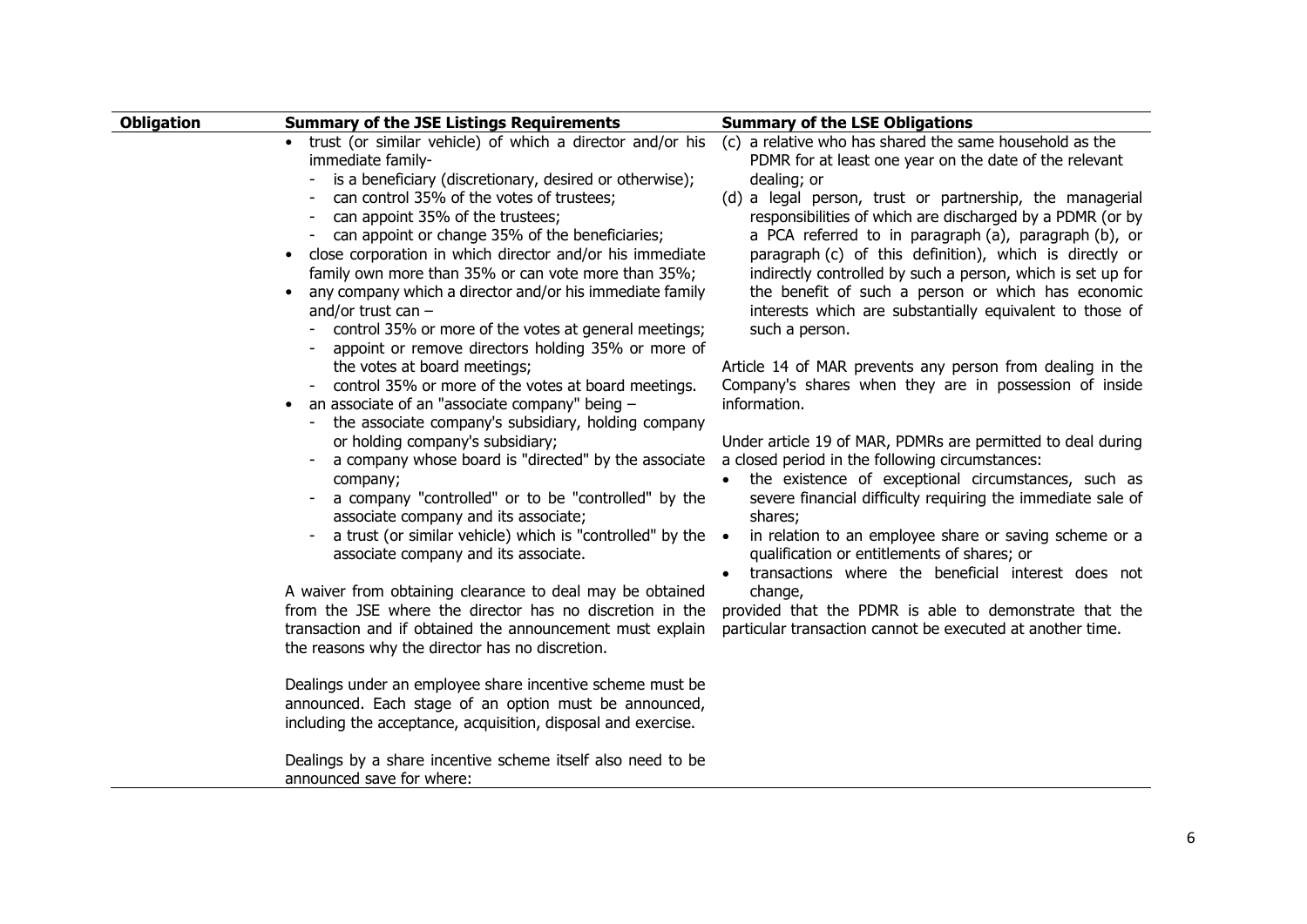| Obligation | Summary of the JSE Listings Requirements | Summary of the LSE Obligations |
|---|---|---|
| | • trust (or similar vehicle) of which a director and/or his immediate family-<br>- is a beneficiary (discretionary, desired or otherwise);<br>- can control 35% of the votes of trustees;<br>- can appoint 35% of the trustees;<br>- can appoint or change 35% of the beneficiaries;<br>• close corporation in which director and/or his immediate family own more than 35% or can vote more than 35%;<br>• any company which a director and/or his immediate family and/or trust can –<br>- control 35% or more of the votes at general meetings;<br>- appoint or remove directors holding 35% or more of the votes at board meetings;<br>- control 35% or more of the votes at board meetings.<br>• an associate of an "associate company" being –<br>- the associate company's subsidiary, holding company or holding company's subsidiary;<br>- a company whose board is "directed" by the associate company;<br>- a company "controlled" or to be "controlled" by the associate company and its associate;<br>- a trust (or similar vehicle) which is "controlled" by the associate company and its associate.<br><br>A waiver from obtaining clearance to deal may be obtained from the JSE where the director has no discretion in the transaction and if obtained the announcement must explain the reasons why the director has no discretion.<br><br>Dealings under an employee share incentive scheme must be announced. Each stage of an option must be announced, including the acceptance, acquisition, disposal and exercise.<br><br>Dealings by a share incentive scheme itself also need to be announced save for where: | (c) a relative who has shared the same household as the PDMR for at least one year on the date of the relevant dealing; or<br>(d) a legal person, trust or partnership, the managerial responsibilities of which are discharged by a PDMR (or by a PCA referred to in paragraph (a), paragraph (b), or paragraph (c) of this definition), which is directly or indirectly controlled by such a person, which is set up for the benefit of such a person or which has economic interests which are substantially equivalent to those of such a person.<br><br>Article 14 of MAR prevents any person from dealing in the Company's shares when they are in possession of inside information.<br><br>Under article 19 of MAR, PDMRs are permitted to deal during a closed period in the following circumstances:<br>• the existence of exceptional circumstances, such as severe financial difficulty requiring the immediate sale of shares;<br>• in relation to an employee share or saving scheme or a qualification or entitlements of shares; or<br>• transactions where the beneficial interest does not change,<br><br>provided that the PDMR is able to demonstrate that the particular transaction cannot be executed at another time. |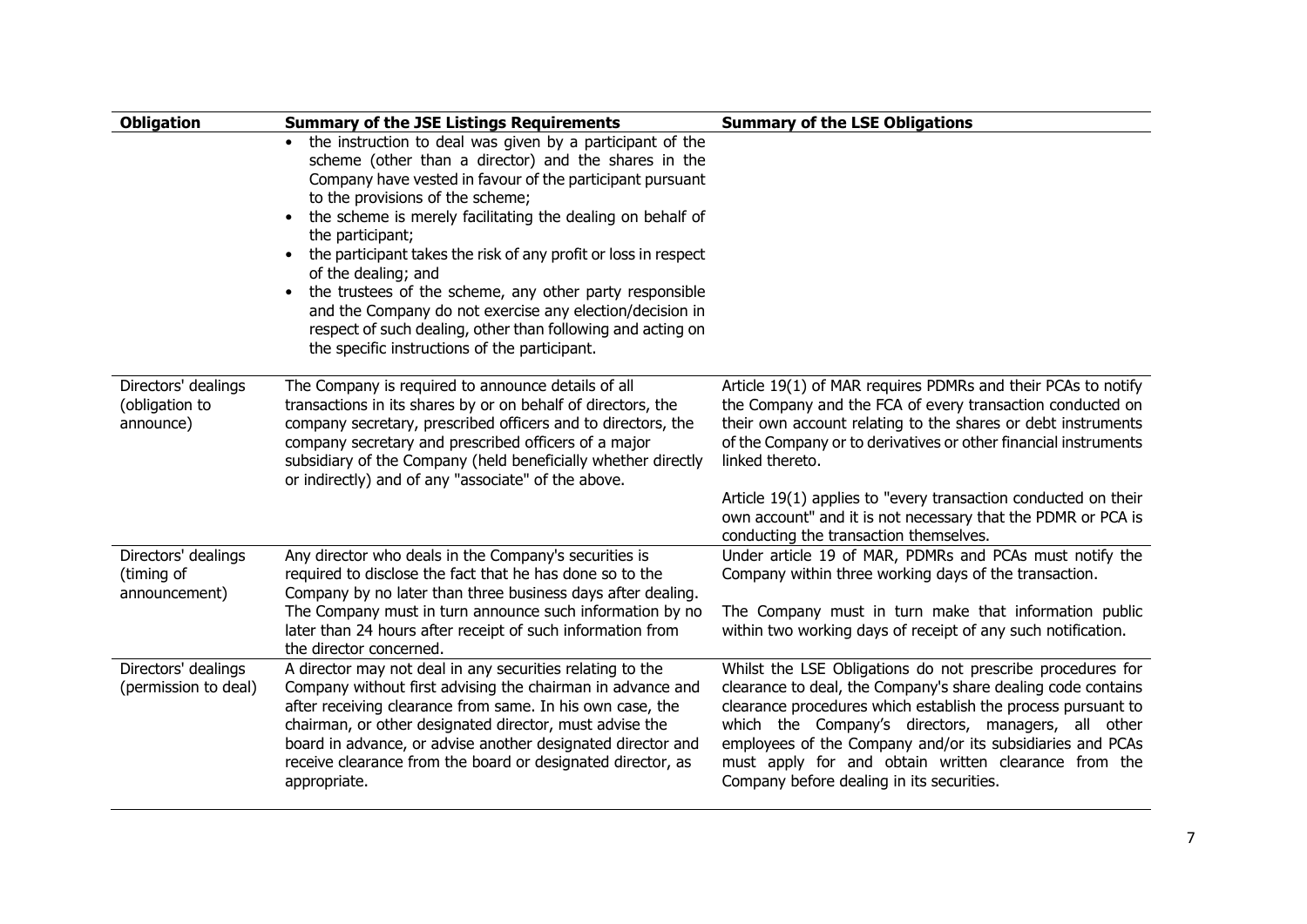| Obligation | Summary of the JSE Listings Requirements | Summary of the LSE Obligations |
|---|---|---|
| | • the instruction to deal was given by a participant of the scheme (other than a director) and the shares in the Company have vested in favour of the participant pursuant to the provisions of the scheme; • the scheme is merely facilitating the dealing on behalf of the participant; • the participant takes the risk of any profit or loss in respect of the dealing; and • the trustees of the scheme, any other party responsible and the Company do not exercise any election/decision in respect of such dealing, other than following and acting on the specific instructions of the participant. | |
| Directors' dealings (obligation to announce) | The Company is required to announce details of all transactions in its shares by or on behalf of directors, the company secretary, prescribed officers and to directors, the company secretary and prescribed officers of a major subsidiary of the Company (held beneficially whether directly or indirectly) and of any "associate" of the above. | Article 19(1) of MAR requires PDMRs and their PCAs to notify the Company and the FCA of every transaction conducted on their own account relating to the shares or debt instruments of the Company or to derivatives or other financial instruments linked thereto. Article 19(1) applies to "every transaction conducted on their own account" and it is not necessary that the PDMR or PCA is conducting the transaction themselves. |
| Directors' dealings (timing of announcement) | Any director who deals in the Company's securities is required to disclose the fact that he has done so to the Company by no later than three business days after dealing. The Company must in turn announce such information by no later than 24 hours after receipt of such information from the director concerned. | Under article 19 of MAR, PDMRs and PCAs must notify the Company within three working days of the transaction. The Company must in turn make that information public within two working days of receipt of any such notification. |
| Directors' dealings (permission to deal) | A director may not deal in any securities relating to the Company without first advising the chairman in advance and after receiving clearance from same. In his own case, the chairman, or other designated director, must advise the board in advance, or advise another designated director and receive clearance from the board or designated director, as appropriate. | Whilst the LSE Obligations do not prescribe procedures for clearance to deal, the Company's share dealing code contains clearance procedures which establish the process pursuant to which the Company's directors, managers, all other employees of the Company and/or its subsidiaries and PCAs must apply for and obtain written clearance from the Company before dealing in its securities. |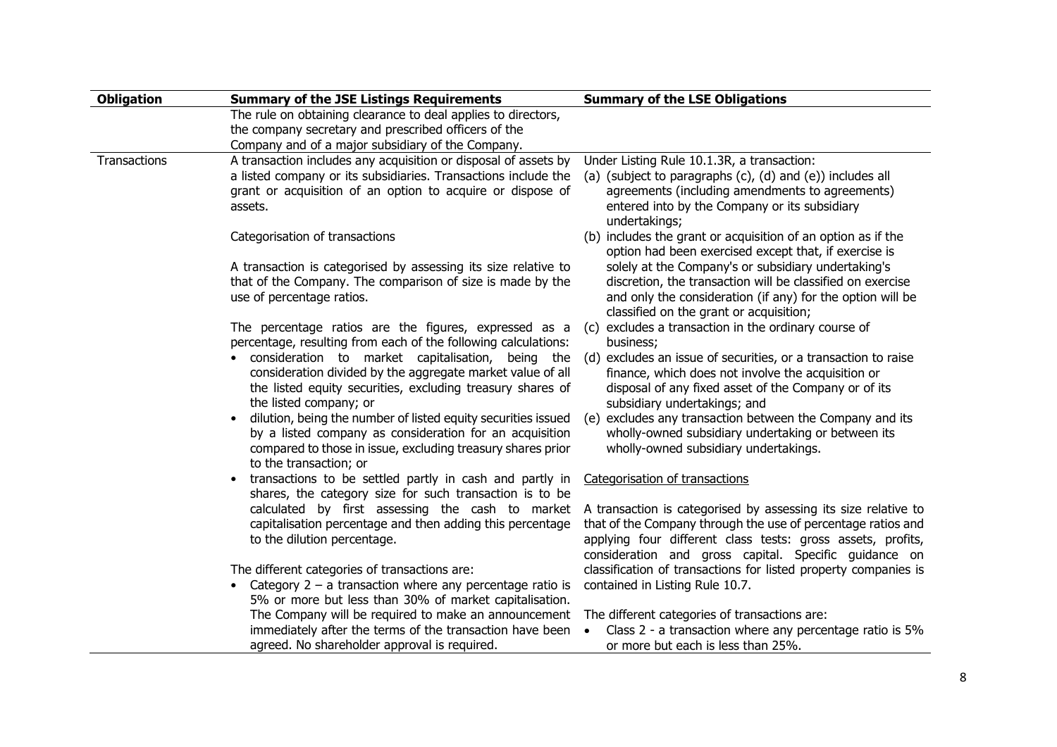| Obligation | Summary of the JSE Listings Requirements | Summary of the LSE Obligations |
|---|---|---|
| | The rule on obtaining clearance to deal applies to directors, the company secretary and prescribed officers of the Company and of a major subsidiary of the Company. | |
| Transactions | A transaction includes any acquisition or disposal of assets by a listed company or its subsidiaries. Transactions include the grant or acquisition of an option to acquire or dispose of assets.<br><br>Categorisation of transactions<br><br>A transaction is categorised by assessing its size relative to that of the Company. The comparison of size is made by the use of percentage ratios.<br><br>The percentage ratios are the figures, expressed as a percentage, resulting from each of the following calculations:<br>• consideration to market capitalisation, being the consideration divided by the aggregate market value of all the listed equity securities, excluding treasury shares of the listed company; or<br>• dilution, being the number of listed equity securities issued by a listed company as consideration for an acquisition compared to those in issue, excluding treasury shares prior to the transaction; or<br>• transactions to be settled partly in cash and partly in shares, the category size for such transaction is to be calculated by first assessing the cash to market capitalisation percentage and then adding this percentage to the dilution percentage.<br><br>The different categories of transactions are:<br>• Category 2 – a transaction where any percentage ratio is 5% or more but less than 30% of market capitalisation. The Company will be required to make an announcement immediately after the terms of the transaction have been agreed. No shareholder approval is required. | Under Listing Rule 10.1.3R, a transaction:<br>(a) (subject to paragraphs (c), (d) and (e)) includes all agreements (including amendments to agreements) entered into by the Company or its subsidiary undertakings;<br>(b) includes the grant or acquisition of an option as if the option had been exercised except that, if exercise is solely at the Company's or subsidiary undertaking's discretion, the transaction will be classified on exercise and only the consideration (if any) for the option will be classified on the grant or acquisition;<br>(c) excludes a transaction in the ordinary course of business;<br>(d) excludes an issue of securities, or a transaction to raise finance, which does not involve the acquisition or disposal of any fixed asset of the Company or of its subsidiary undertakings; and<br>(e) excludes any transaction between the Company and its wholly-owned subsidiary undertaking or between its wholly-owned subsidiary undertakings.<br><br>Categorisation of transactions<br><br>A transaction is categorised by assessing its size relative to that of the Company through the use of percentage ratios and applying four different class tests: gross assets, profits, consideration and gross capital. Specific guidance on classification of transactions for listed property companies is contained in Listing Rule 10.7.<br><br>The different categories of transactions are:<br>• Class 2 - a transaction where any percentage ratio is 5% or more but each is less than 25%. |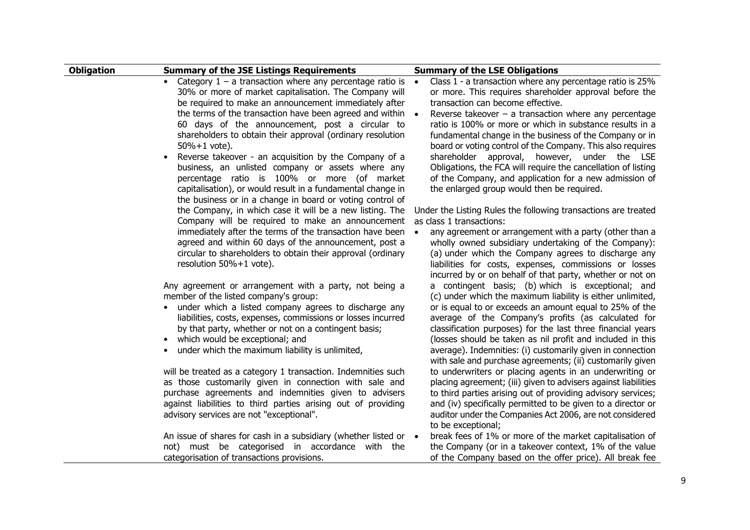| Obligation | Summary of the JSE Listings Requirements | Summary of the LSE Obligations |
| --- | --- | --- |
| | • Category 1 – a transaction where any percentage ratio is 30% or more of market capitalisation. The Company will be required to make an announcement immediately after the terms of the transaction have been agreed and within 60 days of the announcement, post a circular to shareholders to obtain their approval (ordinary resolution 50%+1 vote).<br>• Reverse takeover - an acquisition by the Company of a business, an unlisted company or assets where any percentage ratio is 100% or more (of market capitalisation), or would result in a fundamental change in the business or in a change in board or voting control of the Company, in which case it will be a new listing. The Company will be required to make an announcement immediately after the terms of the transaction have been agreed and within 60 days of the announcement, post a circular to shareholders to obtain their approval (ordinary resolution 50%+1 vote).<br><br>Any agreement or arrangement with a party, not being a member of the listed company's group:<br>• under which a listed company agrees to discharge any liabilities, costs, expenses, commissions or losses incurred by that party, whether or not on a contingent basis;<br>• which would be exceptional; and<br>• under which the maximum liability is unlimited,<br><br>will be treated as a category 1 transaction. Indemnities such as those customarily given in connection with sale and purchase agreements and indemnities given to advisers against liabilities to third parties arising out of providing advisory services are not "exceptional".<br><br>An issue of shares for cash in a subsidiary (whether listed or not) must be categorised in accordance with the categorisation of transactions provisions. | • Class 1 - a transaction where any percentage ratio is 25% or more. This requires shareholder approval before the transaction can become effective.<br>• Reverse takeover – a transaction where any percentage ratio is 100% or more or which in substance results in a fundamental change in the business of the Company or in board or voting control of the Company. This also requires shareholder approval, however, under the LSE Obligations, the FCA will require the cancellation of listing of the Company, and application for a new admission of the enlarged group would then be required.<br><br>Under the Listing Rules the following transactions are treated as class 1 transactions:<br>• any agreement or arrangement with a party (other than a wholly owned subsidiary undertaking of the Company): (a) under which the Company agrees to discharge any liabilities for costs, expenses, commissions or losses incurred by or on behalf of that party, whether or not on a contingent basis; (b) which is exceptional; and (c) under which the maximum liability is either unlimited, or is equal to or exceeds an amount equal to 25% of the average of the Company's profits (as calculated for classification purposes) for the last three financial years (losses should be taken as nil profit and included in this average). Indemnities: (i) customarily given in connection with sale and purchase agreements; (ii) customarily given to underwriters or placing agents in an underwriting or placing agreement; (iii) given to advisers against liabilities to third parties arising out of providing advisory services; and (iv) specifically permitted to be given to a director or auditor under the Companies Act 2006, are not considered to be exceptional;<br>• break fees of 1% or more of the market capitalisation of the Company (or in a takeover context, 1% of the value of the Company based on the offer price). All break fee |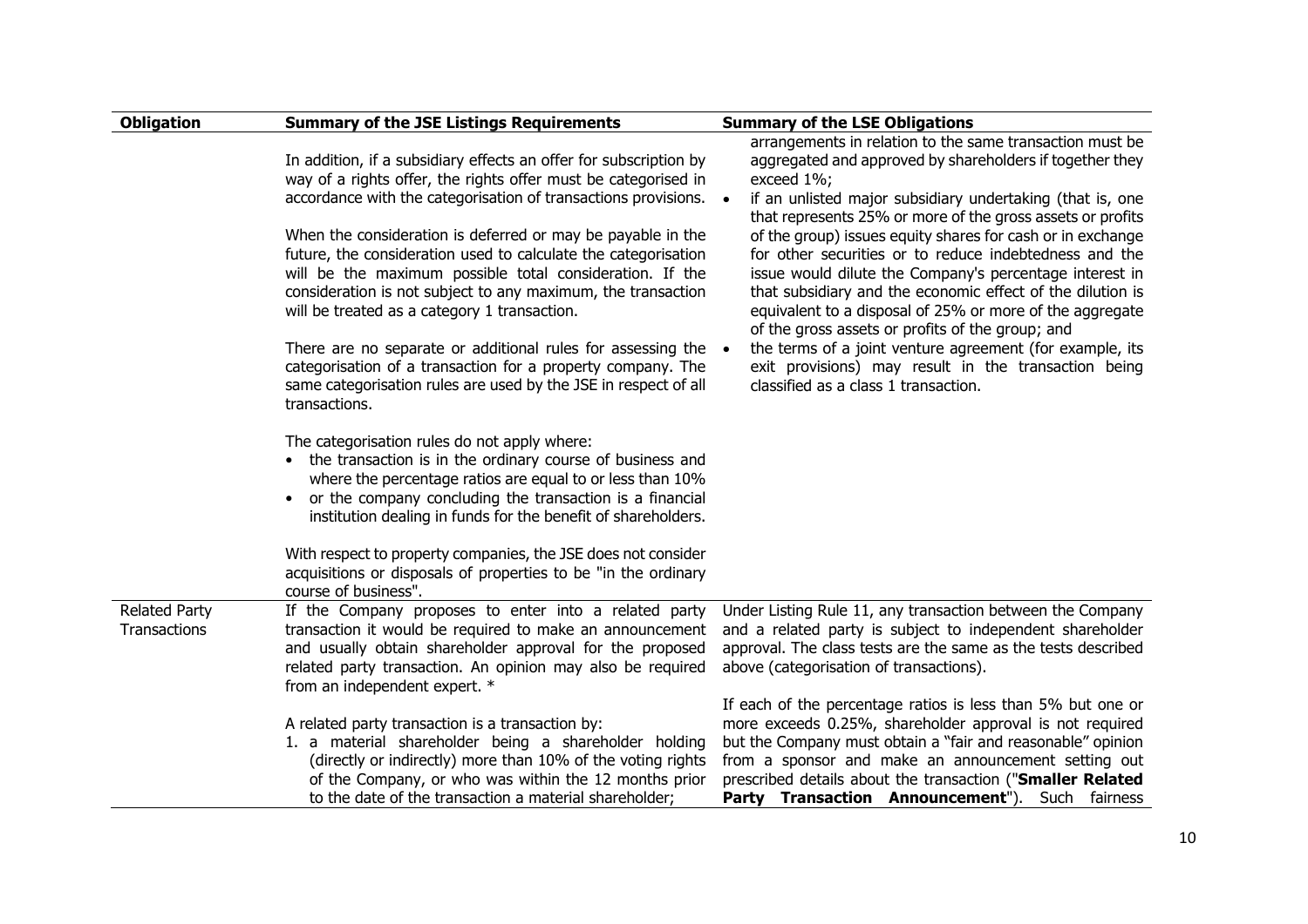| Obligation | Summary of the JSE Listings Requirements | Summary of the LSE Obligations |
|---|---|---|
| | In addition, if a subsidiary effects an offer for subscription by way of a rights offer, the rights offer must be categorised in accordance with the categorisation of transactions provisions.<br><br>When the consideration is deferred or may be payable in the future, the consideration used to calculate the categorisation will be the maximum possible total consideration. If the consideration is not subject to any maximum, the transaction will be treated as a category 1 transaction.<br><br>There are no separate or additional rules for assessing the categorisation of a transaction for a property company. The same categorisation rules are used by the JSE in respect of all transactions.<br><br>The categorisation rules do not apply where:<br>• the transaction is in the ordinary course of business and where the percentage ratios are equal to or less than 10%<br>• or the company concluding the transaction is a financial institution dealing in funds for the benefit of shareholders.<br><br>With respect to property companies, the JSE does not consider acquisitions or disposals of properties to be "in the ordinary course of business". | arrangements in relation to the same transaction must be aggregated and approved by shareholders if together they exceed 1%;<br>• if an unlisted major subsidiary undertaking (that is, one that represents 25% or more of the gross assets or profits of the group) issues equity shares for cash or in exchange for other securities or to reduce indebtedness and the issue would dilute the Company's percentage interest in that subsidiary and the economic effect of the dilution is equivalent to a disposal of 25% or more of the aggregate of the gross assets or profits of the group; and<br>• the terms of a joint venture agreement (for example, its exit provisions) may result in the transaction being classified as a class 1 transaction. |
| Related Party Transactions | If the Company proposes to enter into a related party transaction it would be required to make an announcement and usually obtain shareholder approval for the proposed related party transaction. An opinion may also be required from an independent expert. *<br><br>A related party transaction is a transaction by:<br>1. a material shareholder being a shareholder holding (directly or indirectly) more than 10% of the voting rights of the Company, or who was within the 12 months prior to the date of the transaction a material shareholder; | Under Listing Rule 11, any transaction between the Company and a related party is subject to independent shareholder approval. The class tests are the same as the tests described above (categorisation of transactions).<br><br>If each of the percentage ratios is less than 5% but one or more exceeds 0.25%, shareholder approval is not required but the Company must obtain a "fair and reasonable" opinion from a sponsor and make an announcement setting out prescribed details about the transaction ("**Smaller Related Party Transaction Announcement**"). Such fairness |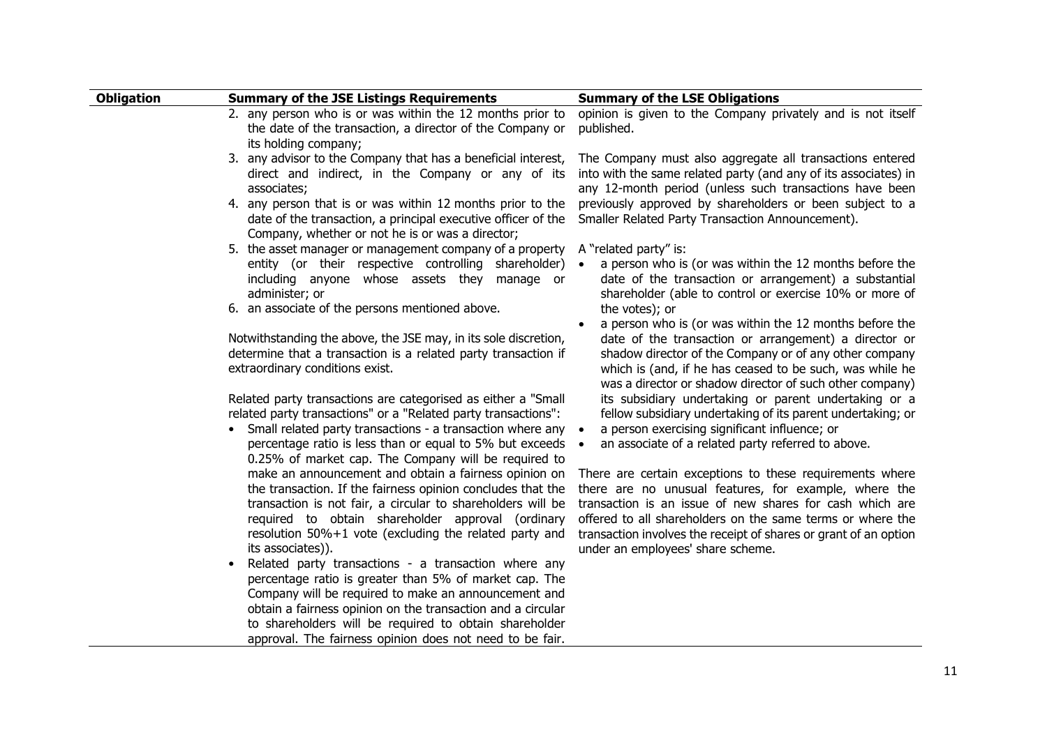| Obligation | Summary of the JSE Listings Requirements | Summary of the LSE Obligations |
|---|---|---|
| | 2. any person who is or was within the 12 months prior to the date of the transaction, a director of the Company or its holding company;<br>3. any advisor to the Company that has a beneficial interest, direct and indirect, in the Company or any of its associates;<br>4. any person that is or was within 12 months prior to the date of the transaction, a principal executive officer of the Company, whether or not he is or was a director;<br>5. the asset manager or management company of a property entity (or their respective controlling shareholder) including anyone whose assets they manage or administer; or<br>6. an associate of the persons mentioned above.<br><br>Notwithstanding the above, the JSE may, in its sole discretion, determine that a transaction is a related party transaction if extraordinary conditions exist.<br><br>Related party transactions are categorised as either a "Small related party transactions" or a "Related party transactions":<br>• Small related party transactions - a transaction where any percentage ratio is less than or equal to 5% but exceeds 0.25% of market cap. The Company will be required to make an announcement and obtain a fairness opinion on the transaction. If the fairness opinion concludes that the transaction is not fair, a circular to shareholders will be required to obtain shareholder approval (ordinary resolution 50%+1 vote (excluding the related party and its associates)).<br>• Related party transactions - a transaction where any percentage ratio is greater than 5% of market cap. The Company will be required to make an announcement and obtain a fairness opinion on the transaction and a circular to shareholders will be required to obtain shareholder approval. The fairness opinion does not need to be fair. | opinion is given to the Company privately and is not itself published.<br><br>The Company must also aggregate all transactions entered into with the same related party (and any of its associates) in any 12-month period (unless such transactions have been previously approved by shareholders or been subject to a Smaller Related Party Transaction Announcement).<br><br>A "related party" is:<br>• a person who is (or was within the 12 months before the date of the transaction or arrangement) a substantial shareholder (able to control or exercise 10% or more of the votes); or<br>• a person who is (or was within the 12 months before the date of the transaction or arrangement) a director or shadow director of the Company or of any other company which is (and, if he has ceased to be such, was while he was a director or shadow director of such other company) its subsidiary undertaking or parent undertaking or a fellow subsidiary undertaking of its parent undertaking; or<br>• a person exercising significant influence; or<br>• an associate of a related party referred to above.<br><br>There are certain exceptions to these requirements where there are no unusual features, for example, where the transaction is an issue of new shares for cash which are offered to all shareholders on the same terms or where the transaction involves the receipt of shares or grant of an option under an employees' share scheme. |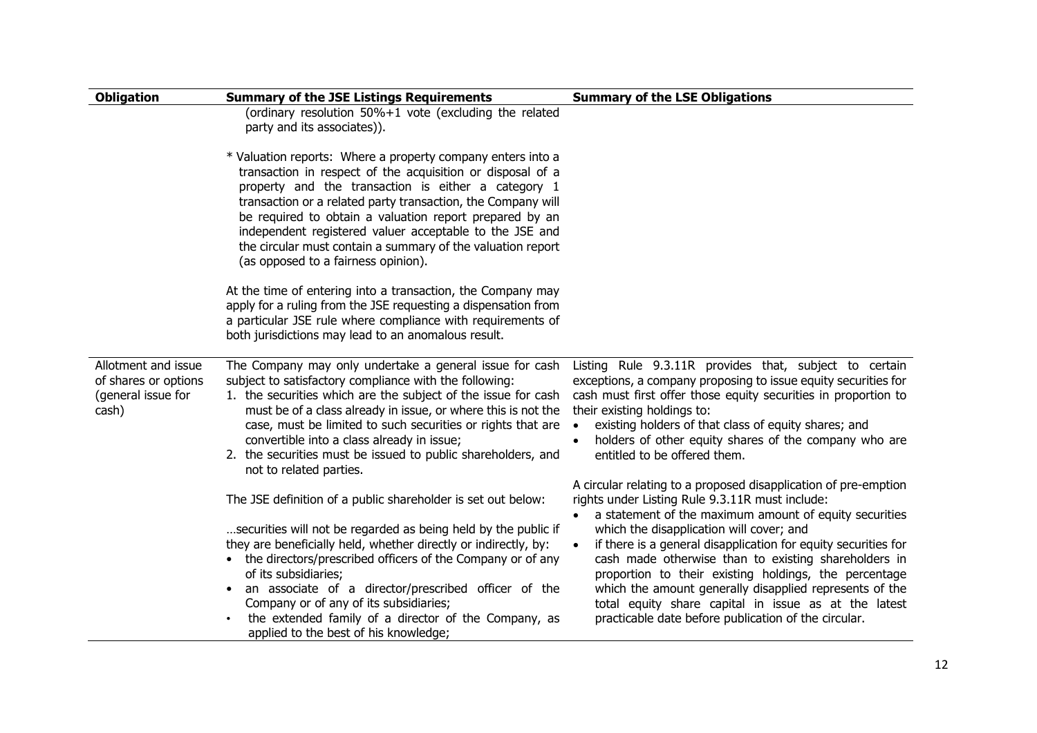| Obligation | Summary of the JSE Listings Requirements | Summary of the LSE Obligations |
|---|---|---|
| | (ordinary resolution 50%+1 vote (excluding the related party and its associates)).<br><br>* Valuation reports: Where a property company enters into a transaction in respect of the acquisition or disposal of a property and the transaction is either a category 1 transaction or a related party transaction, the Company will be required to obtain a valuation report prepared by an independent registered valuer acceptable to the JSE and the circular must contain a summary of the valuation report (as opposed to a fairness opinion).<br><br>At the time of entering into a transaction, the Company may apply for a ruling from the JSE requesting a dispensation from a particular JSE rule where compliance with requirements of both jurisdictions may lead to an anomalous result. | |
| Allotment and issue of shares or options (general issue for cash) | The Company may only undertake a general issue for cash subject to satisfactory compliance with the following:<br>1. the securities which are the subject of the issue for cash must be of a class already in issue, or where this is not the case, must be limited to such securities or rights that are convertible into a class already in issue;<br>2. the securities must be issued to public shareholders, and not to related parties.<br><br>The JSE definition of a public shareholder is set out below:<br><br>…securities will not be regarded as being held by the public if they are beneficially held, whether directly or indirectly, by:<br>• the directors/prescribed officers of the Company or of any of its subsidiaries;<br>• an associate of a director/prescribed officer of the Company or of any of its subsidiaries;<br>• the extended family of a director of the Company, as applied to the best of his knowledge; | Listing Rule 9.3.11R provides that, subject to certain exceptions, a company proposing to issue equity securities for cash must first offer those equity securities in proportion to their existing holdings to:<br>• existing holders of that class of equity shares; and<br>• holders of other equity shares of the company who are entitled to be offered them.<br><br>A circular relating to a proposed disapplication of pre-emption rights under Listing Rule 9.3.11R must include:<br>• a statement of the maximum amount of equity securities which the disapplication will cover; and<br>• if there is a general disapplication for equity securities for cash made otherwise than to existing shareholders in proportion to their existing holdings, the percentage which the amount generally disapplied represents of the total equity share capital in issue as at the latest practicable date before publication of the circular. |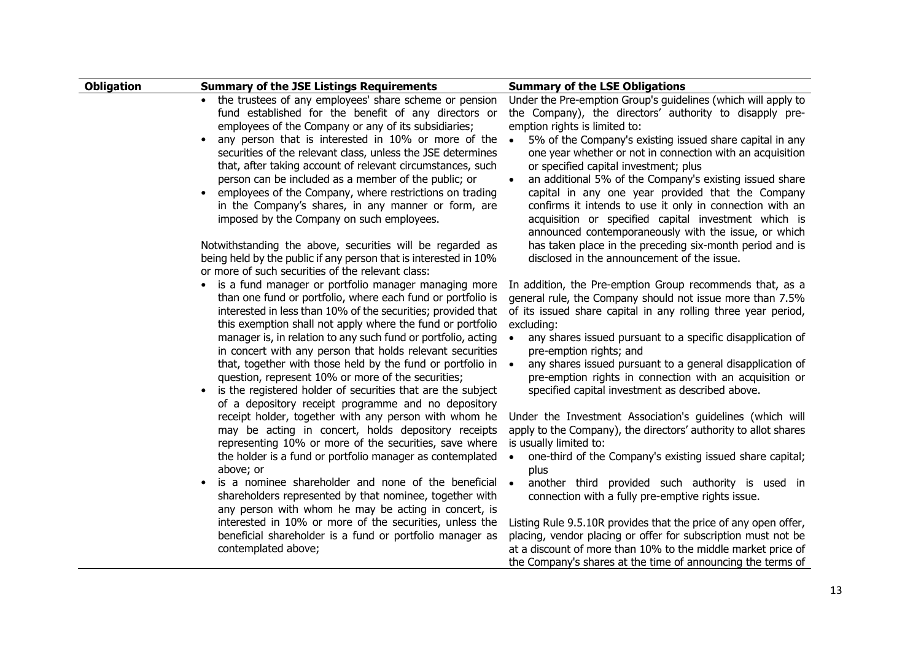| Obligation | Summary of the JSE Listings Requirements | Summary of the LSE Obligations |
|---|---|---|
| | • the trustees of any employees' share scheme or pension fund established for the benefit of any directors or employees of the Company or any of its subsidiaries;<br>• any person that is interested in 10% or more of the securities of the relevant class, unless the JSE determines that, after taking account of relevant circumstances, such person can be included as a member of the public; or<br>• employees of the Company, where restrictions on trading in the Company's shares, in any manner or form, are imposed by the Company on such employees.<br><br>Notwithstanding the above, securities will be regarded as being held by the public if any person that is interested in 10% or more of such securities of the relevant class:<br>• is a fund manager or portfolio manager managing more than one fund or portfolio, where each fund or portfolio is interested in less than 10% of the securities; provided that this exemption shall not apply where the fund or portfolio manager is, in relation to any such fund or portfolio, acting in concert with any person that holds relevant securities that, together with those held by the fund or portfolio in question, represent 10% or more of the securities;<br>• is the registered holder of securities that are the subject of a depository receipt programme and no depository receipt holder, together with any person with whom he may be acting in concert, holds depository receipts representing 10% or more of the securities, save where the holder is a fund or portfolio manager as contemplated above; or<br>• is a nominee shareholder and none of the beneficial shareholders represented by that nominee, together with any person with whom he may be acting in concert, is interested in 10% or more of the securities, unless the beneficial shareholder is a fund or portfolio manager as contemplated above; | Under the Pre-emption Group's guidelines (which will apply to the Company), the directors' authority to disapply pre-emption rights is limited to:<br>• 5% of the Company's existing issued share capital in any one year whether or not in connection with an acquisition or specified capital investment; plus<br>• an additional 5% of the Company's existing issued share capital in any one year provided that the Company confirms it intends to use it only in connection with an acquisition or specified capital investment which is announced contemporaneously with the issue, or which has taken place in the preceding six-month period and is disclosed in the announcement of the issue.<br><br>In addition, the Pre-emption Group recommends that, as a general rule, the Company should not issue more than 7.5% of its issued share capital in any rolling three year period, excluding:<br>• any shares issued pursuant to a specific disapplication of pre-emption rights; and<br>• any shares issued pursuant to a general disapplication of pre-emption rights in connection with an acquisition or specified capital investment as described above.<br><br>Under the Investment Association's guidelines (which will apply to the Company), the directors' authority to allot shares is usually limited to:<br>• one-third of the Company's existing issued share capital; plus<br>• another third provided such authority is used in connection with a fully pre-emptive rights issue.<br><br>Listing Rule 9.5.10R provides that the price of any open offer, placing, vendor placing or offer for subscription must not be at a discount of more than 10% to the middle market price of the Company's shares at the time of announcing the terms of |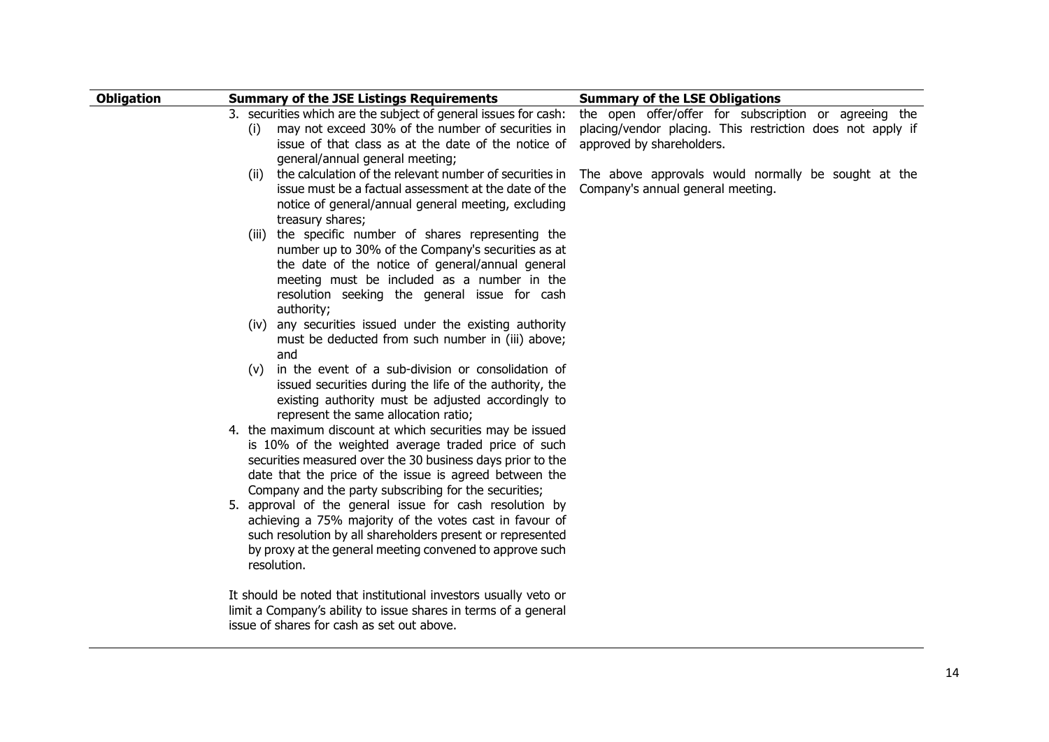| Obligation | Summary of the JSE Listings Requirements | Summary of the LSE Obligations |
|---|---|---|
| | 3. securities which are the subject of general issues for cash:<br>(i) may not exceed 30% of the number of securities in issue of that class as at the date of the notice of general/annual general meeting;<br>(ii) the calculation of the relevant number of securities in issue must be a factual assessment at the date of the notice of general/annual general meeting, excluding treasury shares;<br>(iii) the specific number of shares representing the number up to 30% of the Company's securities as at the date of the notice of general/annual general meeting must be included as a number in the resolution seeking the general issue for cash authority;<br>(iv) any securities issued under the existing authority must be deducted from such number in (iii) above; and<br>(v) in the event of a sub-division or consolidation of issued securities during the life of the authority, the existing authority must be adjusted accordingly to represent the same allocation ratio;<br>4. the maximum discount at which securities may be issued is 10% of the weighted average traded price of such securities measured over the 30 business days prior to the date that the price of the issue is agreed between the Company and the party subscribing for the securities;<br>5. approval of the general issue for cash resolution by achieving a 75% majority of the votes cast in favour of such resolution by all shareholders present or represented by proxy at the general meeting convened to approve such resolution.<br><br>It should be noted that institutional investors usually veto or limit a Company's ability to issue shares in terms of a general issue of shares for cash as set out above. | the open offer/offer for subscription or agreeing the placing/vendor placing. This restriction does not apply if approved by shareholders.<br><br>The above approvals would normally be sought at the Company's annual general meeting. |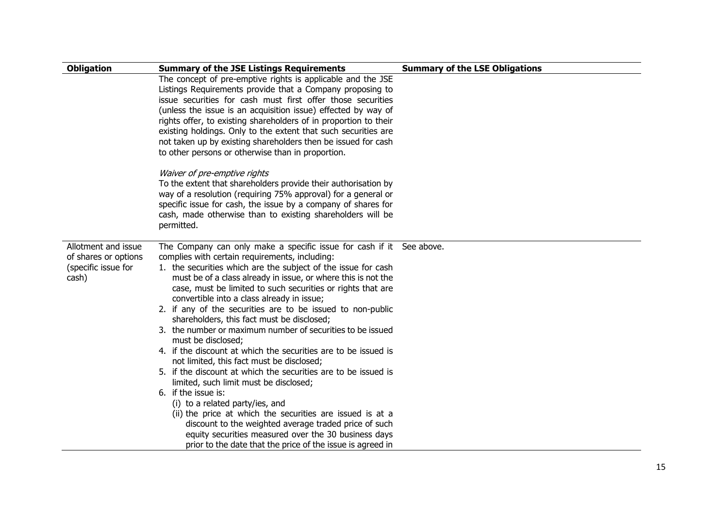| Obligation | Summary of the JSE Listings Requirements | Summary of the LSE Obligations |
|---|---|---|
| | The concept of pre-emptive rights is applicable and the JSE Listings Requirements provide that a Company proposing to issue securities for cash must first offer those securities (unless the issue is an acquisition issue) effected by way of rights offer, to existing shareholders of in proportion to their existing holdings. Only to the extent that such securities are not taken up by existing shareholders then be issued for cash to other persons or otherwise than in proportion.<br><br>*Waiver of pre-emptive rights*<br>To the extent that shareholders provide their authorisation by way of a resolution (requiring 75% approval) for a general or specific issue for cash, the issue by a company of shares for cash, made otherwise than to existing shareholders will be permitted. | |
| Allotment and issue of shares or options (specific issue for cash) | The Company can only make a specific issue for cash if it complies with certain requirements, including:<br>1. the securities which are the subject of the issue for cash must be of a class already in issue, or where this is not the case, must be limited to such securities or rights that are convertible into a class already in issue;<br>2. if any of the securities are to be issued to non-public shareholders, this fact must be disclosed;<br>3. the number or maximum number of securities to be issued must be disclosed;<br>4. if the discount at which the securities are to be issued is not limited, this fact must be disclosed;<br>5. if the discount at which the securities are to be issued is limited, such limit must be disclosed;<br>6. if the issue is:<br>(i) to a related party/ies, and<br>(ii) the price at which the securities are issued is at a discount to the weighted average traded price of such equity securities measured over the 30 business days prior to the date that the price of the issue is agreed in | See above. |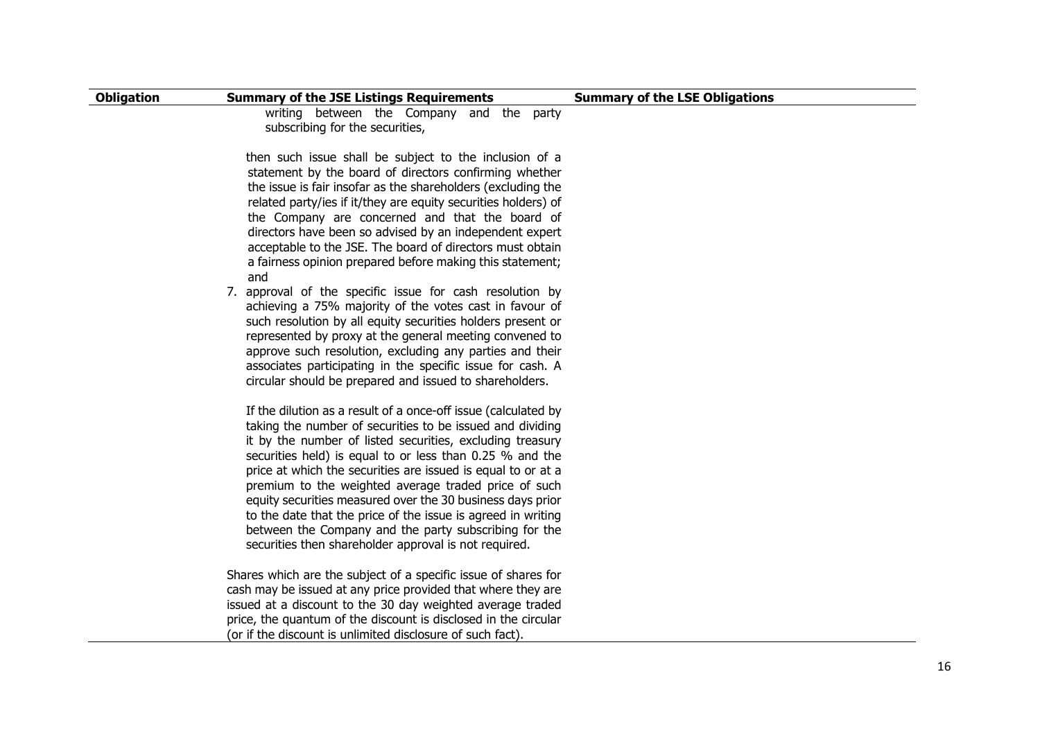| Obligation | Summary of the JSE Listings Requirements | Summary of the LSE Obligations |
|---|---|---|
| | writing between the Company and the party subscribing for the securities,<br><br>then such issue shall be subject to the inclusion of a statement by the board of directors confirming whether the issue is fair insofar as the shareholders (excluding the related party/ies if it/they are equity securities holders) of the Company are concerned and that the board of directors have been so advised by an independent expert acceptable to the JSE. The board of directors must obtain a fairness opinion prepared before making this statement; and<br><br>7. approval of the specific issue for cash resolution by achieving a 75% majority of the votes cast in favour of such resolution by all equity securities holders present or represented by proxy at the general meeting convened to approve such resolution, excluding any parties and their associates participating in the specific issue for cash. A circular should be prepared and issued to shareholders.<br><br>If the dilution as a result of a once-off issue (calculated by taking the number of securities to be issued and dividing it by the number of listed securities, excluding treasury securities held) is equal to or less than 0.25 % and the price at which the securities are issued is equal to or at a premium to the weighted average traded price of such equity securities measured over the 30 business days prior to the date that the price of the issue is agreed in writing between the Company and the party subscribing for the securities then shareholder approval is not required.<br><br>Shares which are the subject of a specific issue of shares for cash may be issued at any price provided that where they are issued at a discount to the 30 day weighted average traded price, the quantum of the discount is disclosed in the circular (or if the discount is unlimited disclosure of such fact). | |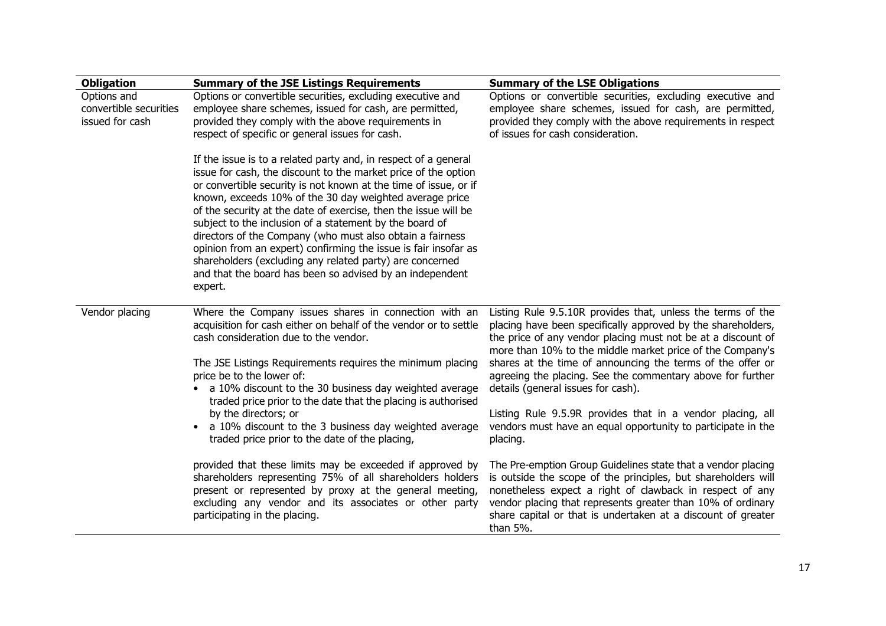| Obligation | Summary of the JSE Listings Requirements | Summary of the LSE Obligations |
|---|---|---|
| Options and convertible securities issued for cash | Options or convertible securities, excluding executive and employee share schemes, issued for cash, are permitted, provided they comply with the above requirements in respect of specific or general issues for cash.<br><br>If the issue is to a related party and, in respect of a general issue for cash, the discount to the market price of the option or convertible security is not known at the time of issue, or if known, exceeds 10% of the 30 day weighted average price of the security at the date of exercise, then the issue will be subject to the inclusion of a statement by the board of directors of the Company (who must also obtain a fairness opinion from an expert) confirming the issue is fair insofar as shareholders (excluding any related party) are concerned and that the board has been so advised by an independent expert. | Options or convertible securities, excluding executive and employee share schemes, issued for cash, are permitted, provided they comply with the above requirements in respect of issues for cash consideration. |
| Vendor placing | Where the Company issues shares in connection with an acquisition for cash either on behalf of the vendor or to settle cash consideration due to the vendor.<br><br>The JSE Listings Requirements requires the minimum placing price be to the lower of:<br>• a 10% discount to the 30 business day weighted average traded price prior to the date that the placing is authorised by the directors; or<br>• a 10% discount to the 3 business day weighted average traded price prior to the date of the placing,<br><br>provided that these limits may be exceeded if approved by shareholders representing 75% of all shareholders holders present or represented by proxy at the general meeting, excluding any vendor and its associates or other party participating in the placing. | Listing Rule 9.5.10R provides that, unless the terms of the placing have been specifically approved by the shareholders, the price of any vendor placing must not be at a discount of more than 10% to the middle market price of the Company's shares at the time of announcing the terms of the offer or agreeing the placing. See the commentary above for further details (general issues for cash).<br><br>Listing Rule 9.5.9R provides that in a vendor placing, all vendors must have an equal opportunity to participate in the placing.<br><br>The Pre-emption Group Guidelines state that a vendor placing is outside the scope of the principles, but shareholders will nonetheless expect a right of clawback in respect of any vendor placing that represents greater than 10% of ordinary share capital or that is undertaken at a discount of greater than 5%. |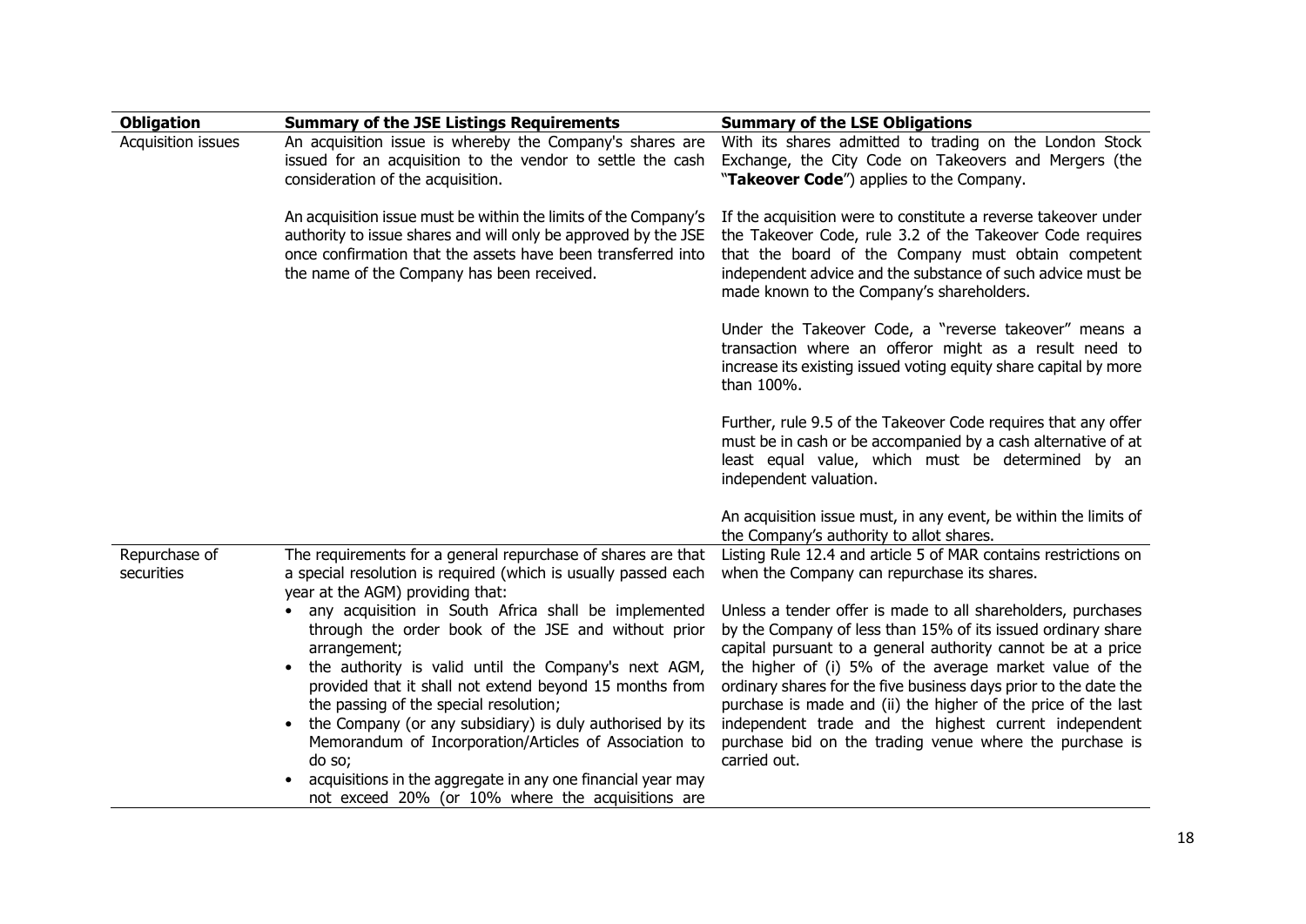| Obligation | Summary of the JSE Listings Requirements | Summary of the LSE Obligations |
|---|---|---|
| Acquisition issues | An acquisition issue is whereby the Company's shares are issued for an acquisition to the vendor to settle the cash consideration of the acquisition.<br><br>An acquisition issue must be within the limits of the Company's authority to issue shares and will only be approved by the JSE once confirmation that the assets have been transferred into the name of the Company has been received. | With its shares admitted to trading on the London Stock Exchange, the City Code on Takeovers and Mergers (the "**Takeover Code**") applies to the Company.<br><br>If the acquisition were to constitute a reverse takeover under the Takeover Code, rule 3.2 of the Takeover Code requires that the board of the Company must obtain competent independent advice and the substance of such advice must be made known to the Company's shareholders.<br><br>Under the Takeover Code, a "reverse takeover" means a transaction where an offeror might as a result need to increase its existing issued voting equity share capital by more than 100%.<br><br>Further, rule 9.5 of the Takeover Code requires that any offer must be in cash or be accompanied by a cash alternative of at least equal value, which must be determined by an independent valuation.<br><br>An acquisition issue must, in any event, be within the limits of the Company's authority to allot shares. |
| Repurchase of securities | The requirements for a general repurchase of shares are that a special resolution is required (which is usually passed each year at the AGM) providing that:<br>• any acquisition in South Africa shall be implemented through the order book of the JSE and without prior arrangement;<br>• the authority is valid until the Company's next AGM, provided that it shall not extend beyond 15 months from the passing of the special resolution;<br>• the Company (or any subsidiary) is duly authorised by its Memorandum of Incorporation/Articles of Association to do so;<br>• acquisitions in the aggregate in any one financial year may not exceed 20% (or 10% where the acquisitions are | Listing Rule 12.4 and article 5 of MAR contains restrictions on when the Company can repurchase its shares.<br><br>Unless a tender offer is made to all shareholders, purchases by the Company of less than 15% of its issued ordinary share capital pursuant to a general authority cannot be at a price the higher of (i) 5% of the average market value of the ordinary shares for the five business days prior to the date the purchase is made and (ii) the higher of the price of the last independent trade and the highest current independent purchase bid on the trading venue where the purchase is carried out. |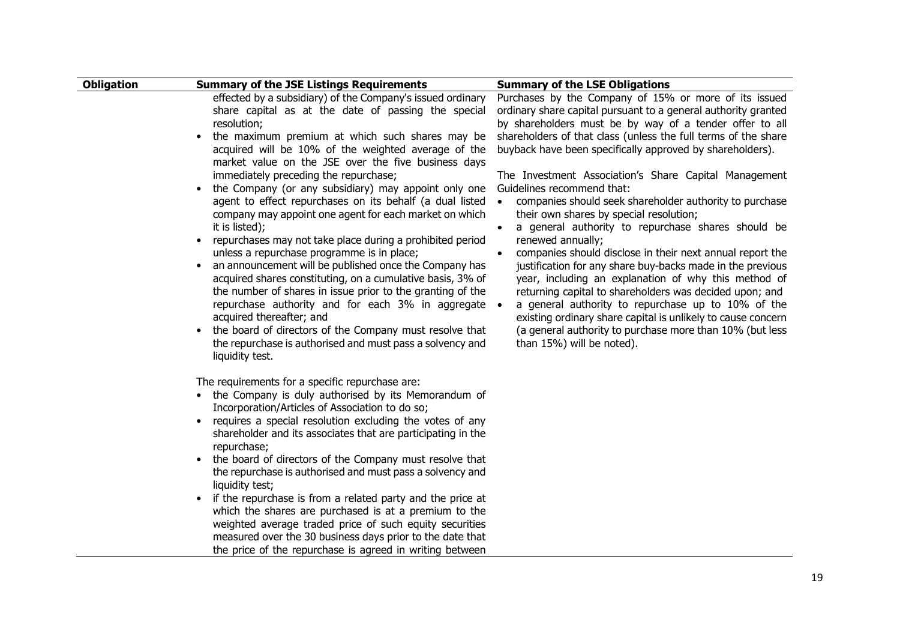| Obligation | Summary of the JSE Listings Requirements | Summary of the LSE Obligations |
| --- | --- | --- |
| | effected by a subsidiary) of the Company's issued ordinary share capital as at the date of passing the special resolution;<br>• the maximum premium at which such shares may be acquired will be 10% of the weighted average of the market value on the JSE over the five business days immediately preceding the repurchase;<br>• the Company (or any subsidiary) may appoint only one agent to effect repurchases on its behalf (a dual listed company may appoint one agent for each market on which it is listed);<br>• repurchases may not take place during a prohibited period unless a repurchase programme is in place;<br>• an announcement will be published once the Company has acquired shares constituting, on a cumulative basis, 3% of the number of shares in issue prior to the granting of the repurchase authority and for each 3% in aggregate acquired thereafter; and<br>• the board of directors of the Company must resolve that the repurchase is authorised and must pass a solvency and liquidity test.<br><br>The requirements for a specific repurchase are:<br>• the Company is duly authorised by its Memorandum of Incorporation/Articles of Association to do so;<br>• requires a special resolution excluding the votes of any shareholder and its associates that are participating in the repurchase;<br>• the board of directors of the Company must resolve that the repurchase is authorised and must pass a solvency and liquidity test;<br>• if the repurchase is from a related party and the price at which the shares are purchased is at a premium to the weighted average traded price of such equity securities measured over the 30 business days prior to the date that the price of the repurchase is agreed in writing between | Purchases by the Company of 15% or more of its issued ordinary share capital pursuant to a general authority granted by shareholders must be by way of a tender offer to all shareholders of that class (unless the full terms of the share buyback have been specifically approved by shareholders).<br><br>The Investment Association's Share Capital Management Guidelines recommend that:<br>• companies should seek shareholder authority to purchase their own shares by special resolution;<br>• a general authority to repurchase shares should be renewed annually;<br>• companies should disclose in their next annual report the justification for any share buy-backs made in the previous year, including an explanation of why this method of returning capital to shareholders was decided upon; and<br>• a general authority to repurchase up to 10% of the existing ordinary share capital is unlikely to cause concern (a general authority to purchase more than 10% (but less than 15%) will be noted). |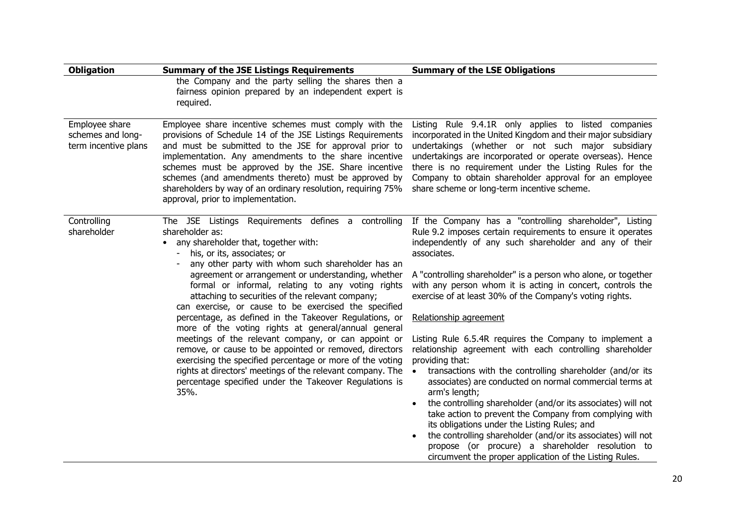| Obligation | Summary of the JSE Listings Requirements | Summary of the LSE Obligations |
|---|---|---|
| | the Company and the party selling the shares then a fairness opinion prepared by an independent expert is required. | |
| Employee share schemes and long-term incentive plans | Employee share incentive schemes must comply with the provisions of Schedule 14 of the JSE Listings Requirements and must be submitted to the JSE for approval prior to implementation. Any amendments to the share incentive schemes must be approved by the JSE. Share incentive schemes (and amendments thereto) must be approved by shareholders by way of an ordinary resolution, requiring 75% approval, prior to implementation. | Listing Rule 9.4.1R only applies to listed companies incorporated in the United Kingdom and their major subsidiary undertakings (whether or not such major subsidiary undertakings are incorporated or operate overseas). Hence there is no requirement under the Listing Rules for the Company to obtain shareholder approval for an employee share scheme or long-term incentive scheme. |
| Controlling shareholder | The JSE Listings Requirements defines a controlling shareholder as:<br>• any shareholder that, together with:<br>  - his, or its, associates; or<br>  - any other party with whom such shareholder has an agreement or arrangement or understanding, whether formal or informal, relating to any voting rights attaching to securities of the relevant company;<br>can exercise, or cause to be exercised the specified percentage, as defined in the Takeover Regulations, or more of the voting rights at general/annual general meetings of the relevant company, or can appoint or remove, or cause to be appointed or removed, directors exercising the specified percentage or more of the voting rights at directors' meetings of the relevant company. The percentage specified under the Takeover Regulations is 35%. | If the Company has a "controlling shareholder", Listing Rule 9.2 imposes certain requirements to ensure it operates independently of any such shareholder and any of their associates.<br><br>A "controlling shareholder" is a person who alone, or together with any person whom it is acting in concert, controls the exercise of at least 30% of the Company's voting rights.<br><br>Relationship agreement<br><br>Listing Rule 6.5.4R requires the Company to implement a relationship agreement with each controlling shareholder providing that:<br>• transactions with the controlling shareholder (and/or its associates) are conducted on normal commercial terms at arm's length;<br>• the controlling shareholder (and/or its associates) will not take action to prevent the Company from complying with its obligations under the Listing Rules; and<br>• the controlling shareholder (and/or its associates) will not propose (or procure) a shareholder resolution to circumvent the proper application of the Listing Rules. |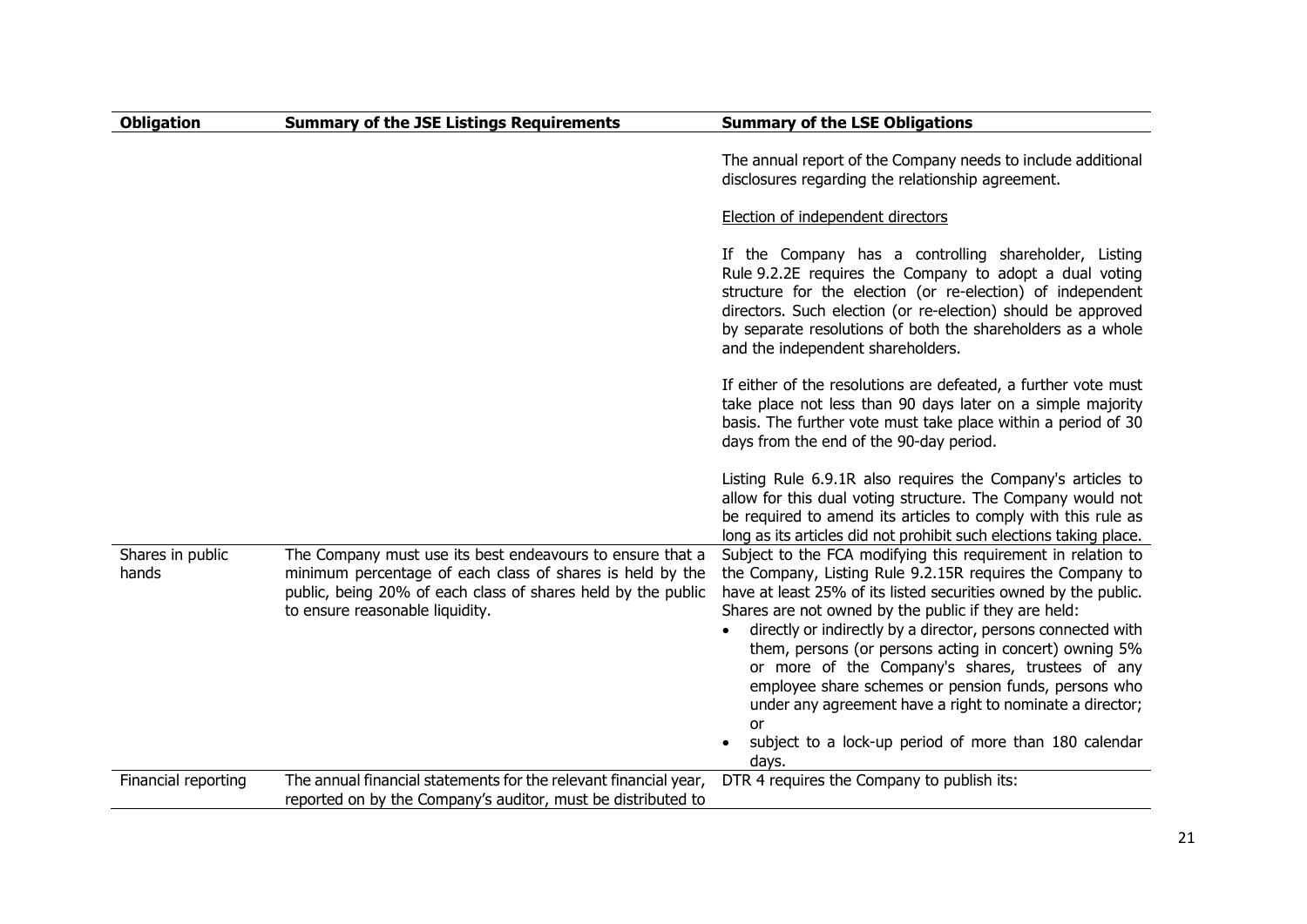| Obligation | Summary of the JSE Listings Requirements | Summary of the LSE Obligations |
|---|---|---|
| | | The annual report of the Company needs to include additional disclosures regarding the relationship agreement.<br><br><u>Election of independent directors</u><br><br>If the Company has a controlling shareholder, Listing Rule 9.2.2E requires the Company to adopt a dual voting structure for the election (or re-election) of independent directors. Such election (or re-election) should be approved by separate resolutions of both the shareholders as a whole and the independent shareholders.<br><br>If either of the resolutions are defeated, a further vote must take place not less than 90 days later on a simple majority basis. The further vote must take place within a period of 30 days from the end of the 90-day period.<br><br>Listing Rule 6.9.1R also requires the Company's articles to allow for this dual voting structure. The Company would not be required to amend its articles to comply with this rule as long as its articles did not prohibit such elections taking place. |
| Shares in public hands | The Company must use its best endeavours to ensure that a minimum percentage of each class of shares is held by the public, being 20% of each class of shares held by the public to ensure reasonable liquidity. | Subject to the FCA modifying this requirement in relation to the Company, Listing Rule 9.2.15R requires the Company to have at least 25% of its listed securities owned by the public. Shares are not owned by the public if they are held:<br>• directly or indirectly by a director, persons connected with them, persons (or persons acting in concert) owning 5% or more of the Company's shares, trustees of any employee share schemes or pension funds, persons who under any agreement have a right to nominate a director; or<br>• subject to a lock-up period of more than 180 calendar days. |
| Financial reporting | The annual financial statements for the relevant financial year, reported on by the Company's auditor, must be distributed to | DTR 4 requires the Company to publish its: |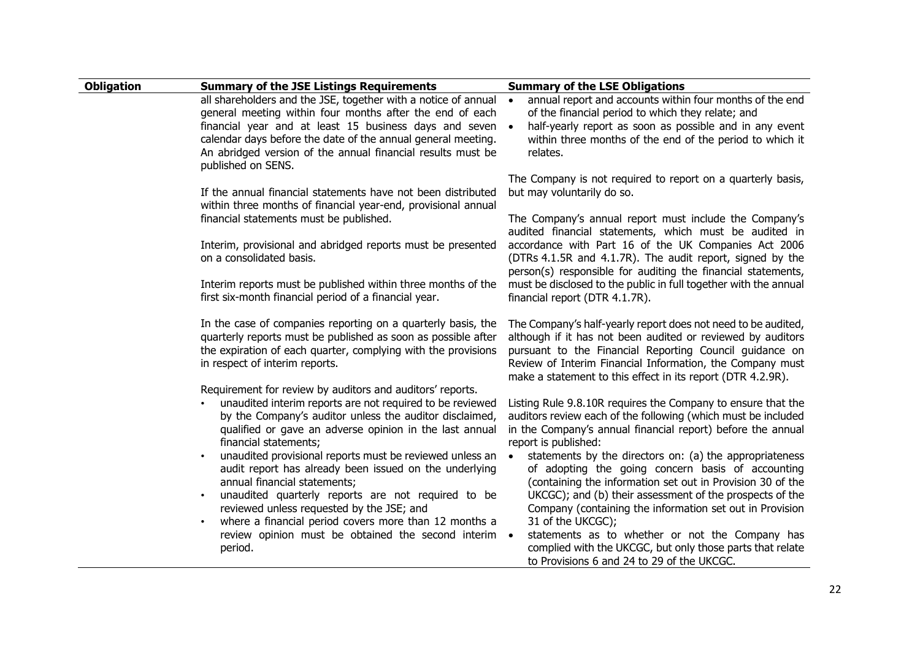| Obligation | Summary of the JSE Listings Requirements | Summary of the LSE Obligations |
|---|---|---|
| | all shareholders and the JSE, together with a notice of annual general meeting within four months after the end of each financial year and at least 15 business days and seven calendar days before the date of the annual general meeting. An abridged version of the annual financial results must be published on SENS.<br><br>If the annual financial statements have not been distributed within three months of financial year-end, provisional annual financial statements must be published.<br><br>Interim, provisional and abridged reports must be presented on a consolidated basis.<br><br>Interim reports must be published within three months of the first six-month financial period of a financial year.<br><br>In the case of companies reporting on a quarterly basis, the quarterly reports must be published as soon as possible after the expiration of each quarter, complying with the provisions in respect of interim reports.<br><br>Requirement for review by auditors and auditors' reports.<br>• unaudited interim reports are not required to be reviewed by the Company's auditor unless the auditor disclaimed, qualified or gave an adverse opinion in the last annual financial statements;<br>• unaudited provisional reports must be reviewed unless an audit report has already been issued on the underlying annual financial statements;<br>• unaudited quarterly reports are not required to be reviewed unless requested by the JSE; and<br>• where a financial period covers more than 12 months a review opinion must be obtained the second interim period. | • annual report and accounts within four months of the end of the financial period to which they relate; and<br>• half-yearly report as soon as possible and in any event within three months of the end of the period to which it relates.<br><br>The Company is not required to report on a quarterly basis, but may voluntarily do so.<br><br>The Company's annual report must include the Company's audited financial statements, which must be audited in accordance with Part 16 of the UK Companies Act 2006 (DTRs 4.1.5R and 4.1.7R). The audit report, signed by the person(s) responsible for auditing the financial statements, must be disclosed to the public in full together with the annual financial report (DTR 4.1.7R).<br><br>The Company's half-yearly report does not need to be audited, although if it has not been audited or reviewed by auditors pursuant to the Financial Reporting Council guidance on Review of Interim Financial Information, the Company must make a statement to this effect in its report (DTR 4.2.9R).<br><br>Listing Rule 9.8.10R requires the Company to ensure that the auditors review each of the following (which must be included in the Company's annual financial report) before the annual report is published:<br>• statements by the directors on: (a) the appropriateness of adopting the going concern basis of accounting (containing the information set out in Provision 30 of the UKCGC); and (b) their assessment of the prospects of the Company (containing the information set out in Provision 31 of the UKCGC);<br>• statements as to whether or not the Company has complied with the UKCGC, but only those parts that relate to Provisions 6 and 24 to 29 of the UKCGC. |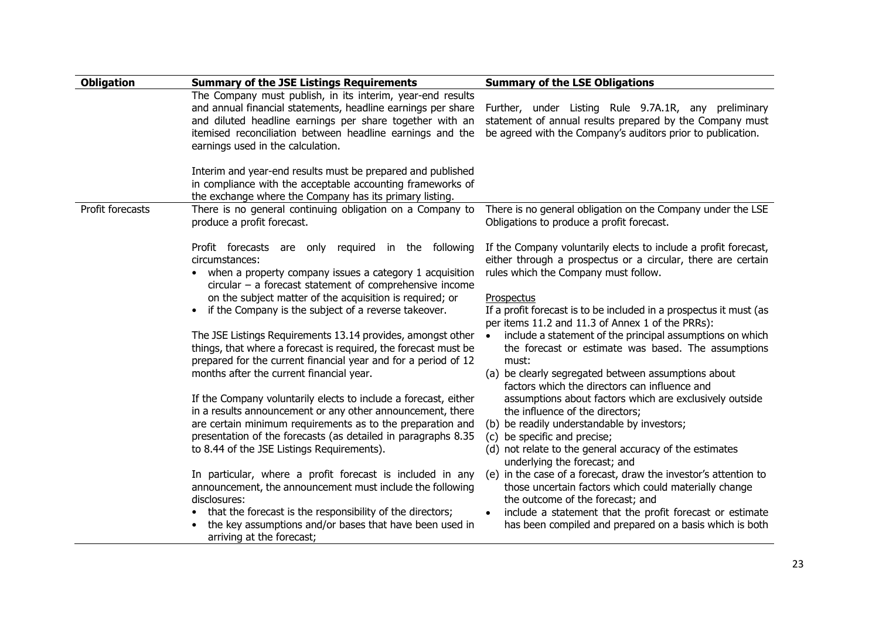| Obligation | Summary of the JSE Listings Requirements | Summary of the LSE Obligations |
|---|---|---|
| | The Company must publish, in its interim, year-end results and annual financial statements, headline earnings per share and diluted headline earnings per share together with an itemised reconciliation between headline earnings and the earnings used in the calculation.<br><br>Interim and year-end results must be prepared and published in compliance with the acceptable accounting frameworks of the exchange where the Company has its primary listing. | Further, under Listing Rule 9.7A.1R, any preliminary statement of annual results prepared by the Company must be agreed with the Company's auditors prior to publication. |
| Profit forecasts | There is no general continuing obligation on a Company to produce a profit forecast.<br><br>Profit forecasts are only required in the following circumstances:<br>• when a property company issues a category 1 acquisition circular – a forecast statement of comprehensive income on the subject matter of the acquisition is required; or<br>• if the Company is the subject of a reverse takeover.<br><br>The JSE Listings Requirements 13.14 provides, amongst other things, that where a forecast is required, the forecast must be prepared for the current financial year and for a period of 12 months after the current financial year.<br><br>If the Company voluntarily elects to include a forecast, either in a results announcement or any other announcement, there are certain minimum requirements as to the preparation and presentation of the forecasts (as detailed in paragraphs 8.35 to 8.44 of the JSE Listings Requirements).<br><br>In particular, where a profit forecast is included in any announcement, the announcement must include the following disclosures:<br>• that the forecast is the responsibility of the directors;<br>• the key assumptions and/or bases that have been used in arriving at the forecast; | There is no general obligation on the Company under the LSE Obligations to produce a profit forecast.<br><br>If the Company voluntarily elects to include a profit forecast, either through a prospectus or a circular, there are certain rules which the Company must follow.<br><br><u>Prospectus</u><br>If a profit forecast is to be included in a prospectus it must (as per items 11.2 and 11.3 of Annex 1 of the PRRs):<br>• include a statement of the principal assumptions on which the forecast or estimate was based. The assumptions must:<br>(a) be clearly segregated between assumptions about factors which the directors can influence and assumptions about factors which are exclusively outside the influence of the directors;<br>(b) be readily understandable by investors;<br>(c) be specific and precise;<br>(d) not relate to the general accuracy of the estimates underlying the forecast; and<br>(e) in the case of a forecast, draw the investor's attention to those uncertain factors which could materially change the outcome of the forecast; and<br>• include a statement that the profit forecast or estimate has been compiled and prepared on a basis which is both |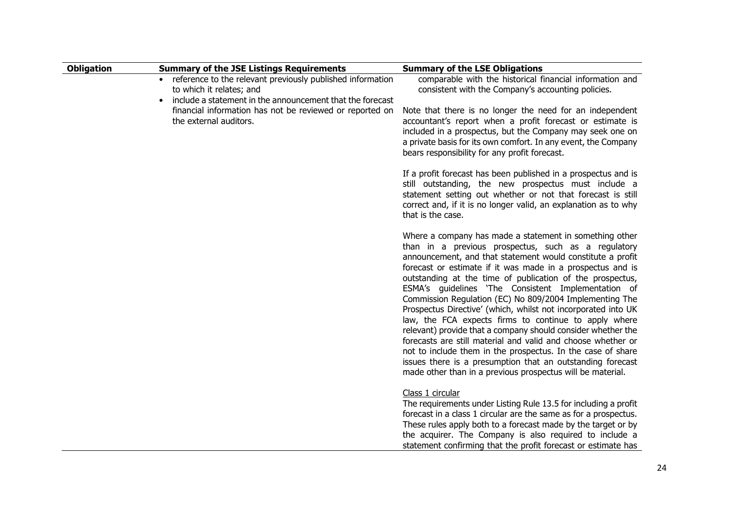| Obligation | Summary of the JSE Listings Requirements | Summary of the LSE Obligations |
| --- | --- | --- |
| | • reference to the relevant previously published information to which it relates; and<br>• include a statement in the announcement that the forecast financial information has not be reviewed or reported on the external auditors. | comparable with the historical financial information and consistent with the Company's accounting policies.<br><br>Note that there is no longer the need for an independent accountant's report when a profit forecast or estimate is included in a prospectus, but the Company may seek one on a private basis for its own comfort. In any event, the Company bears responsibility for any profit forecast.<br><br>If a profit forecast has been published in a prospectus and is still outstanding, the new prospectus must include a statement setting out whether or not that forecast is still correct and, if it is no longer valid, an explanation as to why that is the case.<br><br>Where a company has made a statement in something other than in a previous prospectus, such as a regulatory announcement, and that statement would constitute a profit forecast or estimate if it was made in a prospectus and is outstanding at the time of publication of the prospectus, ESMA's guidelines 'The Consistent Implementation of Commission Regulation (EC) No 809/2004 Implementing The Prospectus Directive' (which, whilst not incorporated into UK law, the FCA expects firms to continue to apply where relevant) provide that a company should consider whether the forecasts are still material and valid and choose whether or not to include them in the prospectus. In the case of share issues there is a presumption that an outstanding forecast made other than in a previous prospectus will be material.<br><br><u>Class 1 circular</u><br>The requirements under Listing Rule 13.5 for including a profit forecast in a class 1 circular are the same as for a prospectus. These rules apply both to a forecast made by the target or by the acquirer. The Company is also required to include a statement confirming that the profit forecast or estimate has |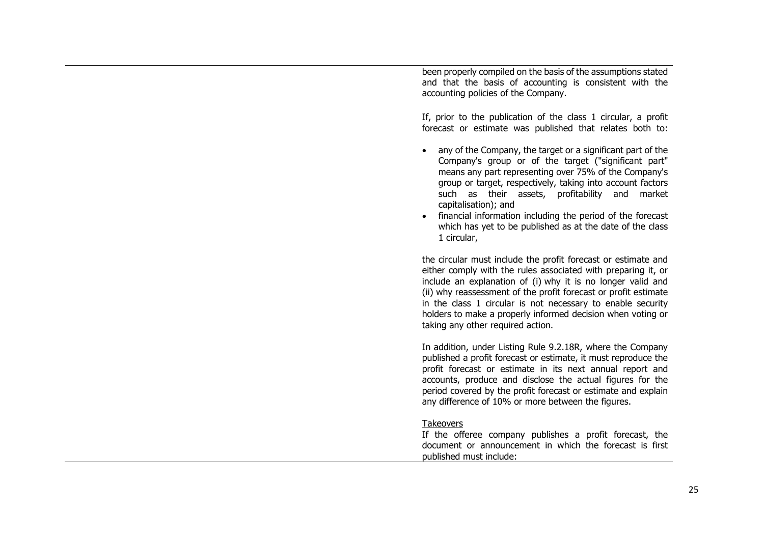been properly compiled on the basis of the assumptions stated and that the basis of accounting is consistent with the accounting policies of the Company.

If, prior to the publication of the class 1 circular, a profit forecast or estimate was published that relates both to:

- any of the Company, the target or a significant part of the Company's group or of the target ("significant part" means any part representing over 75% of the Company's group or target, respectively, taking into account factors such as their assets, profitability and market capitalisation); and
- financial information including the period of the forecast which has yet to be published as at the date of the class 1 circular,

the circular must include the profit forecast or estimate and either comply with the rules associated with preparing it, or include an explanation of (i) why it is no longer valid and (ii) why reassessment of the profit forecast or profit estimate in the class 1 circular is not necessary to enable security holders to make a properly informed decision when voting or taking any other required action.

In addition, under Listing Rule 9.2.18R, where the Company published a profit forecast or estimate, it must reproduce the profit forecast or estimate in its next annual report and accounts, produce and disclose the actual figures for the period covered by the profit forecast or estimate and explain any difference of 10% or more between the figures.

<u>Takeovers</u>

If the offeree company publishes a profit forecast, the document or announcement in which the forecast is first published must include: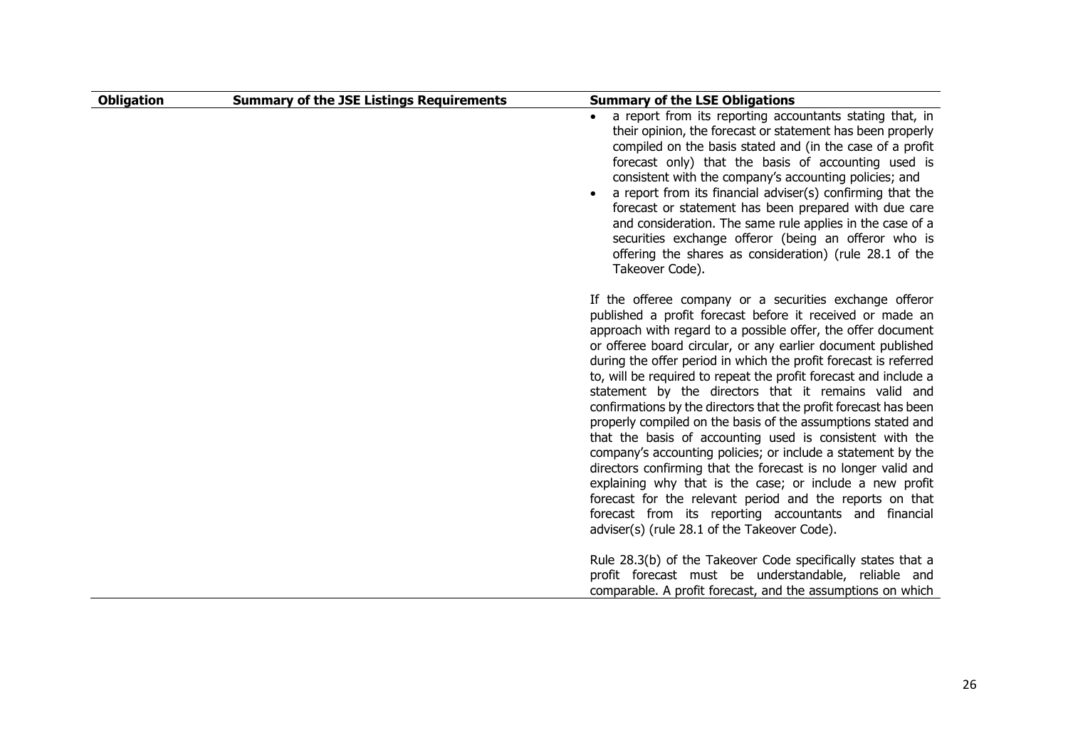| Obligation | Summary of the JSE Listings Requirements | Summary of the LSE Obligations |
|---|---|---|
| | | • a report from its reporting accountants stating that, in their opinion, the forecast or statement has been properly compiled on the basis stated and (in the case of a profit forecast only) that the basis of accounting used is consistent with the company's accounting policies; and<br>• a report from its financial adviser(s) confirming that the forecast or statement has been prepared with due care and consideration. The same rule applies in the case of a securities exchange offeror (being an offeror who is offering the shares as consideration) (rule 28.1 of the Takeover Code).<br><br>If the offeree company or a securities exchange offeror published a profit forecast before it received or made an approach with regard to a possible offer, the offer document or offeree board circular, or any earlier document published during the offer period in which the profit forecast is referred to, will be required to repeat the profit forecast and include a statement by the directors that it remains valid and confirmations by the directors that the profit forecast has been properly compiled on the basis of the assumptions stated and that the basis of accounting used is consistent with the company's accounting policies; or include a statement by the directors confirming that the forecast is no longer valid and explaining why that is the case; or include a new profit forecast for the relevant period and the reports on that forecast from its reporting accountants and financial adviser(s) (rule 28.1 of the Takeover Code).<br><br>Rule 28.3(b) of the Takeover Code specifically states that a profit forecast must be understandable, reliable and comparable. A profit forecast, and the assumptions on which |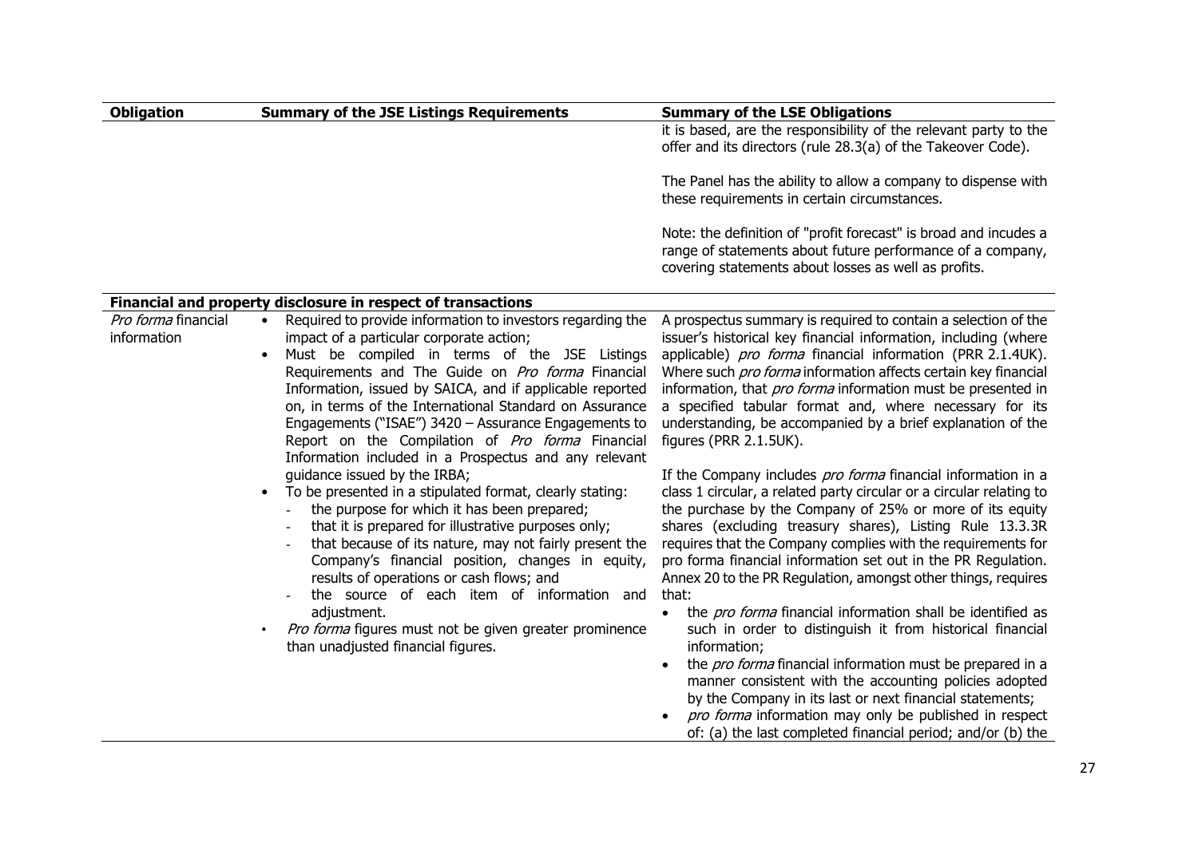| Obligation | Summary of the JSE Listings Requirements | Summary of the LSE Obligations |
|---|---|---|
| | | it is based, are the responsibility of the relevant party to the offer and its directors (rule 28.3(a) of the Takeover Code).<br><br>The Panel has the ability to allow a company to dispense with these requirements in certain circumstances.<br><br>Note: the definition of "profit forecast" is broad and incudes a range of statements about future performance of a company, covering statements about losses as well as profits. |
| **Financial and property disclosure in respect of transactions** | | |
| *Pro forma* financial information | • Required to provide information to investors regarding the impact of a particular corporate action;<br>• Must be compiled in terms of the JSE Listings Requirements and The Guide on *Pro forma* Financial Information, issued by SAICA, and if applicable reported on, in terms of the International Standard on Assurance Engagements ("ISAE") 3420 – Assurance Engagements to Report on the Compilation of *Pro forma* Financial Information included in a Prospectus and any relevant guidance issued by the IRBA;<br>• To be presented in a stipulated format, clearly stating:<br>- the purpose for which it has been prepared;<br>- that it is prepared for illustrative purposes only;<br>- that because of its nature, may not fairly present the Company's financial position, changes in equity, results of operations or cash flows; and<br>- the source of each item of information and adjustment.<br>• *Pro forma* figures must not be given greater prominence than unadjusted financial figures. | A prospectus summary is required to contain a selection of the issuer's historical key financial information, including (where applicable) *pro forma* financial information (PRR 2.1.4UK). Where such *pro forma* information affects certain key financial information, that *pro forma* information must be presented in a specified tabular format and, where necessary for its understanding, be accompanied by a brief explanation of the figures (PRR 2.1.5UK).<br><br>If the Company includes *pro forma* financial information in a class 1 circular, a related party circular or a circular relating to the purchase by the Company of 25% or more of its equity shares (excluding treasury shares), Listing Rule 13.3.3R requires that the Company complies with the requirements for pro forma financial information set out in the PR Regulation. Annex 20 to the PR Regulation, amongst other things, requires that:<br>• the *pro forma* financial information shall be identified as such in order to distinguish it from historical financial information;<br>• the *pro forma* financial information must be prepared in a manner consistent with the accounting policies adopted by the Company in its last or next financial statements;<br>• *pro forma* information may only be published in respect of: (a) the last completed financial period; and/or (b) the |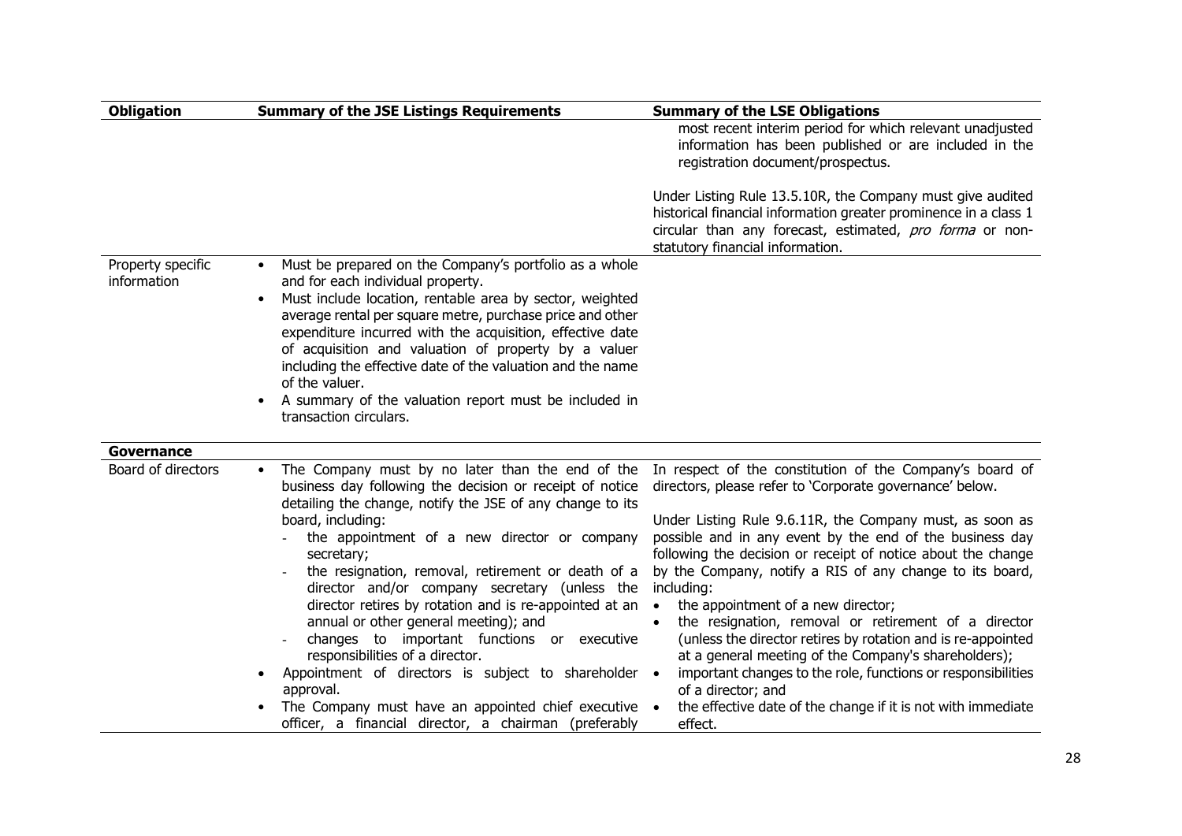| Obligation | Summary of the JSE Listings Requirements | Summary of the LSE Obligations |
|---|---|---|
| | | most recent interim period for which relevant unadjusted information has been published or are included in the registration document/prospectus.<br><br>Under Listing Rule 13.5.10R, the Company must give audited historical financial information greater prominence in a class 1 circular than any forecast, estimated, *pro forma* or non-statutory financial information. |
| Property specific information | • Must be prepared on the Company's portfolio as a whole and for each individual property.<br>• Must include location, rentable area by sector, weighted average rental per square metre, purchase price and other expenditure incurred with the acquisition, effective date of acquisition and valuation of property by a valuer including the effective date of the valuation and the name of the valuer.<br>• A summary of the valuation report must be included in transaction circulars. | |
| **Governance** | | |
| Board of directors | • The Company must by no later than the end of the business day following the decision or receipt of notice detailing the change, notify the JSE of any change to its board, including:<br>- the appointment of a new director or company secretary;<br>- the resignation, removal, retirement or death of a director and/or company secretary (unless the director retires by rotation and is re-appointed at an annual or other general meeting); and<br>- changes to important functions or executive responsibilities of a director.<br>• Appointment of directors is subject to shareholder approval.<br>• The Company must have an appointed chief executive officer, a financial director, a chairman (preferably | In respect of the constitution of the Company's board of directors, please refer to 'Corporate governance' below.<br><br>Under Listing Rule 9.6.11R, the Company must, as soon as possible and in any event by the end of the business day following the decision or receipt of notice about the change by the Company, notify a RIS of any change to its board, including:<br>• the appointment of a new director;<br>• the resignation, removal or retirement of a director (unless the director retires by rotation and is re-appointed at a general meeting of the Company's shareholders);<br>• important changes to the role, functions or responsibilities of a director; and<br>• the effective date of the change if it is not with immediate effect. |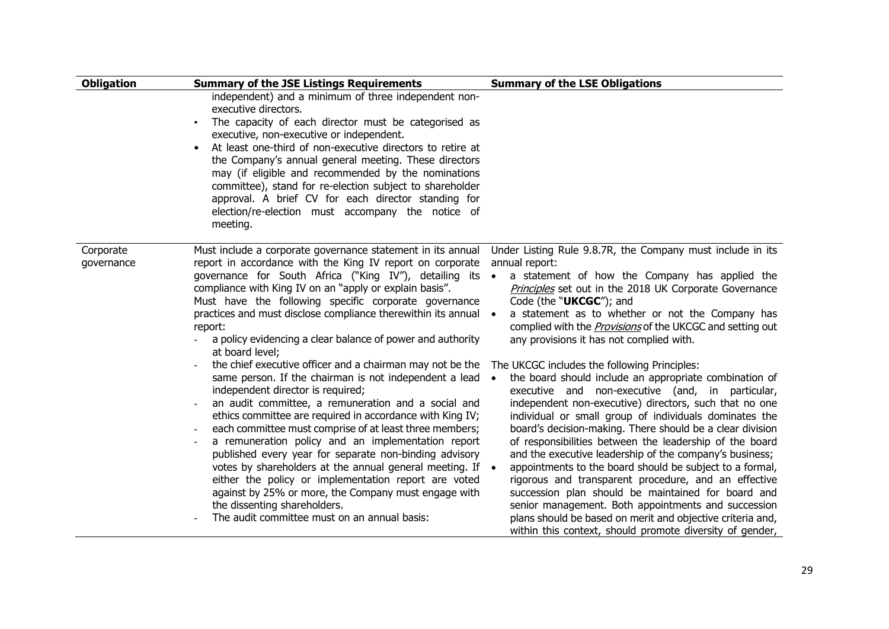| Obligation | Summary of the JSE Listings Requirements | Summary of the LSE Obligations |
|---|---|---|
| | independent) and a minimum of three independent non-executive directors.<br>• The capacity of each director must be categorised as executive, non-executive or independent.<br>• At least one-third of non-executive directors to retire at the Company's annual general meeting. These directors may (if eligible and recommended by the nominations committee), stand for re-election subject to shareholder approval. A brief CV for each director standing for election/re-election must accompany the notice of meeting. | |
| Corporate governance | Must include a corporate governance statement in its annual report in accordance with the King IV report on corporate governance for South Africa ("King IV"), detailing its compliance with King IV on an "apply or explain basis".<br>Must have the following specific corporate governance practices and must disclose compliance therewithin its annual report:<br>- a policy evidencing a clear balance of power and authority at board level;<br>- the chief executive officer and a chairman may not be the same person. If the chairman is not independent a lead independent director is required;<br>- an audit committee, a remuneration and a social and ethics committee are required in accordance with King IV;<br>- each committee must comprise of at least three members;<br>- a remuneration policy and an implementation report published every year for separate non-binding advisory votes by shareholders at the annual general meeting. If either the policy or implementation report are voted against by 25% or more, the Company must engage with the dissenting shareholders.<br>- The audit committee must on an annual basis: | Under Listing Rule 9.8.7R, the Company must include in its annual report:<br>• a statement of how the Company has applied the *Principles* set out in the 2018 UK Corporate Governance Code (the "**UKCGC**"); and<br>• a statement as to whether or not the Company has complied with the *Provisions* of the UKCGC and setting out any provisions it has not complied with.<br><br>The UKCGC includes the following Principles:<br>• the board should include an appropriate combination of executive and non-executive (and, in particular, independent non-executive) directors, such that no one individual or small group of individuals dominates the board's decision-making. There should be a clear division of responsibilities between the leadership of the board and the executive leadership of the company's business;<br>• appointments to the board should be subject to a formal, rigorous and transparent procedure, and an effective succession plan should be maintained for board and senior management. Both appointments and succession plans should be based on merit and objective criteria and, within this context, should promote diversity of gender, |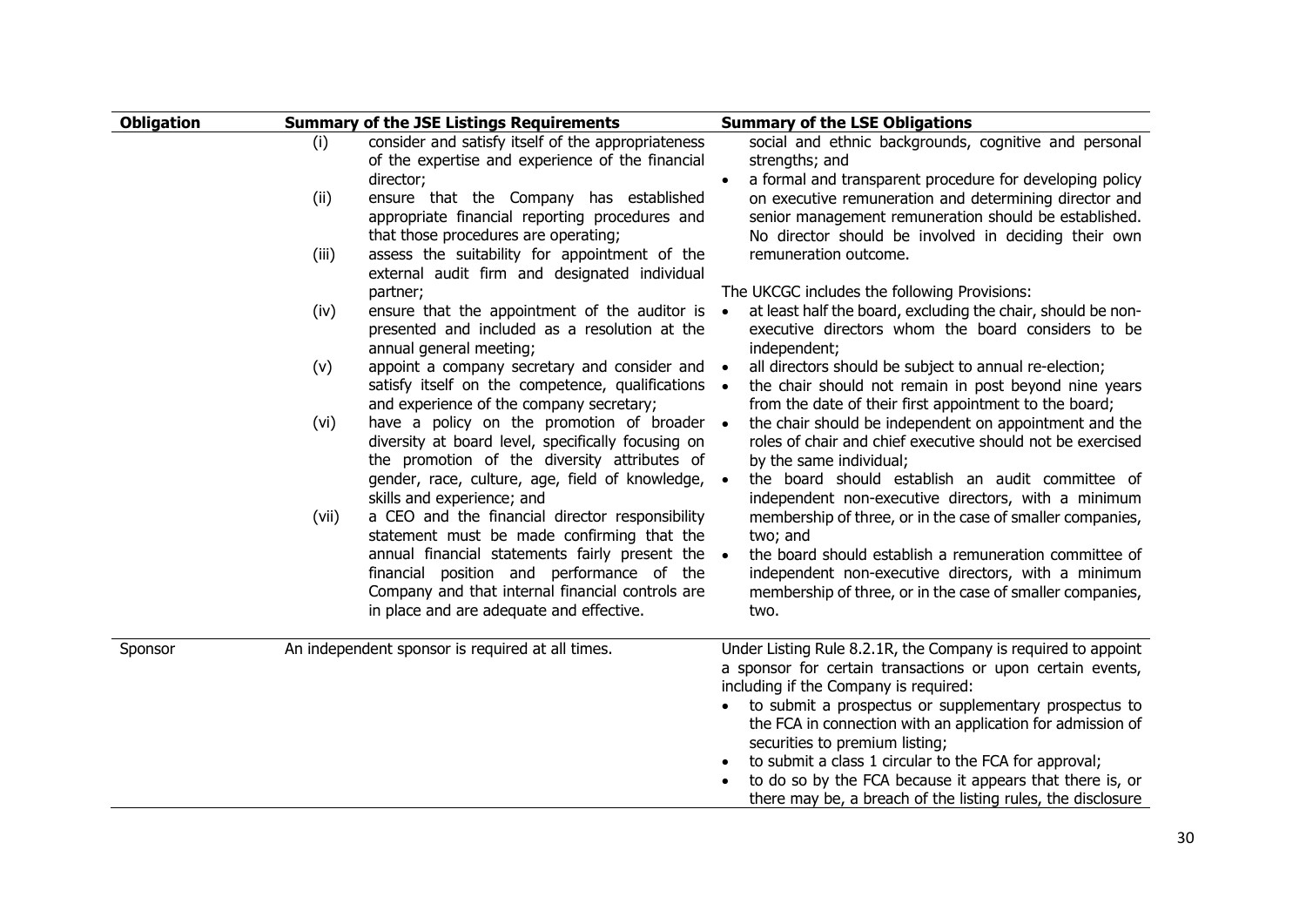| Obligation | Summary of the JSE Listings Requirements | Summary of the LSE Obligations |
| --- | --- | --- |
| | (i) consider and satisfy itself of the appropriateness of the expertise and experience of the financial director;<br>(ii) ensure that the Company has established appropriate financial reporting procedures and that those procedures are operating;<br>(iii) assess the suitability for appointment of the external audit firm and designated individual partner;<br>(iv) ensure that the appointment of the auditor is presented and included as a resolution at the annual general meeting;<br>(v) appoint a company secretary and consider and satisfy itself on the competence, qualifications and experience of the company secretary;<br>(vi) have a policy on the promotion of broader diversity at board level, specifically focusing on the promotion of the diversity attributes of gender, race, culture, age, field of knowledge, skills and experience; and<br>(vii) a CEO and the financial director responsibility statement must be made confirming that the annual financial statements fairly present the financial position and performance of the Company and that internal financial controls are in place and are adequate and effective. | social and ethnic backgrounds, cognitive and personal strengths; and<br>• a formal and transparent procedure for developing policy on executive remuneration and determining director and senior management remuneration should be established. No director should be involved in deciding their own remuneration outcome.<br><br>The UKCGC includes the following Provisions:<br>• at least half the board, excluding the chair, should be non-executive directors whom the board considers to be independent;<br>• all directors should be subject to annual re-election;<br>• the chair should not remain in post beyond nine years from the date of their first appointment to the board;<br>• the chair should be independent on appointment and the roles of chair and chief executive should not be exercised by the same individual;<br>• the board should establish an audit committee of independent non-executive directors, with a minimum membership of three, or in the case of smaller companies, two; and<br>• the board should establish a remuneration committee of independent non-executive directors, with a minimum membership of three, or in the case of smaller companies, two. |
| Sponsor | An independent sponsor is required at all times. | Under Listing Rule 8.2.1R, the Company is required to appoint a sponsor for certain transactions or upon certain events, including if the Company is required:<br>• to submit a prospectus or supplementary prospectus to the FCA in connection with an application for admission of securities to premium listing;<br>• to submit a class 1 circular to the FCA for approval;<br>• to do so by the FCA because it appears that there is, or there may be, a breach of the listing rules, the disclosure |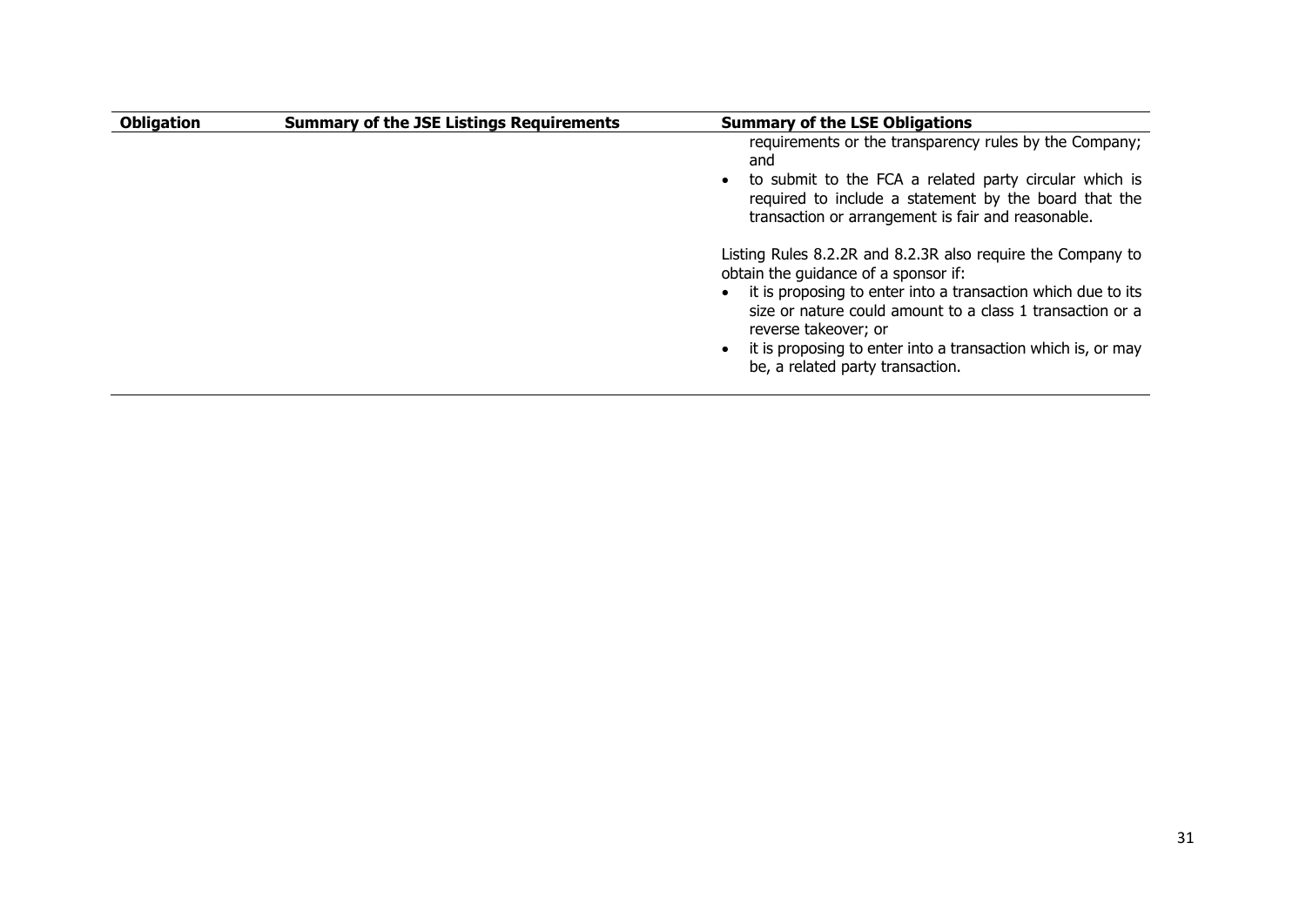| Obligation | Summary of the JSE Listings Requirements | Summary of the LSE Obligations |
|---|---|---|
| | | requirements or the transparency rules by the Company; and<br>• to submit to the FCA a related party circular which is required to include a statement by the board that the transaction or arrangement is fair and reasonable.<br><br>Listing Rules 8.2.2R and 8.2.3R also require the Company to obtain the guidance of a sponsor if:<br>• it is proposing to enter into a transaction which due to its size or nature could amount to a class 1 transaction or a reverse takeover; or<br>• it is proposing to enter into a transaction which is, or may be, a related party transaction. |